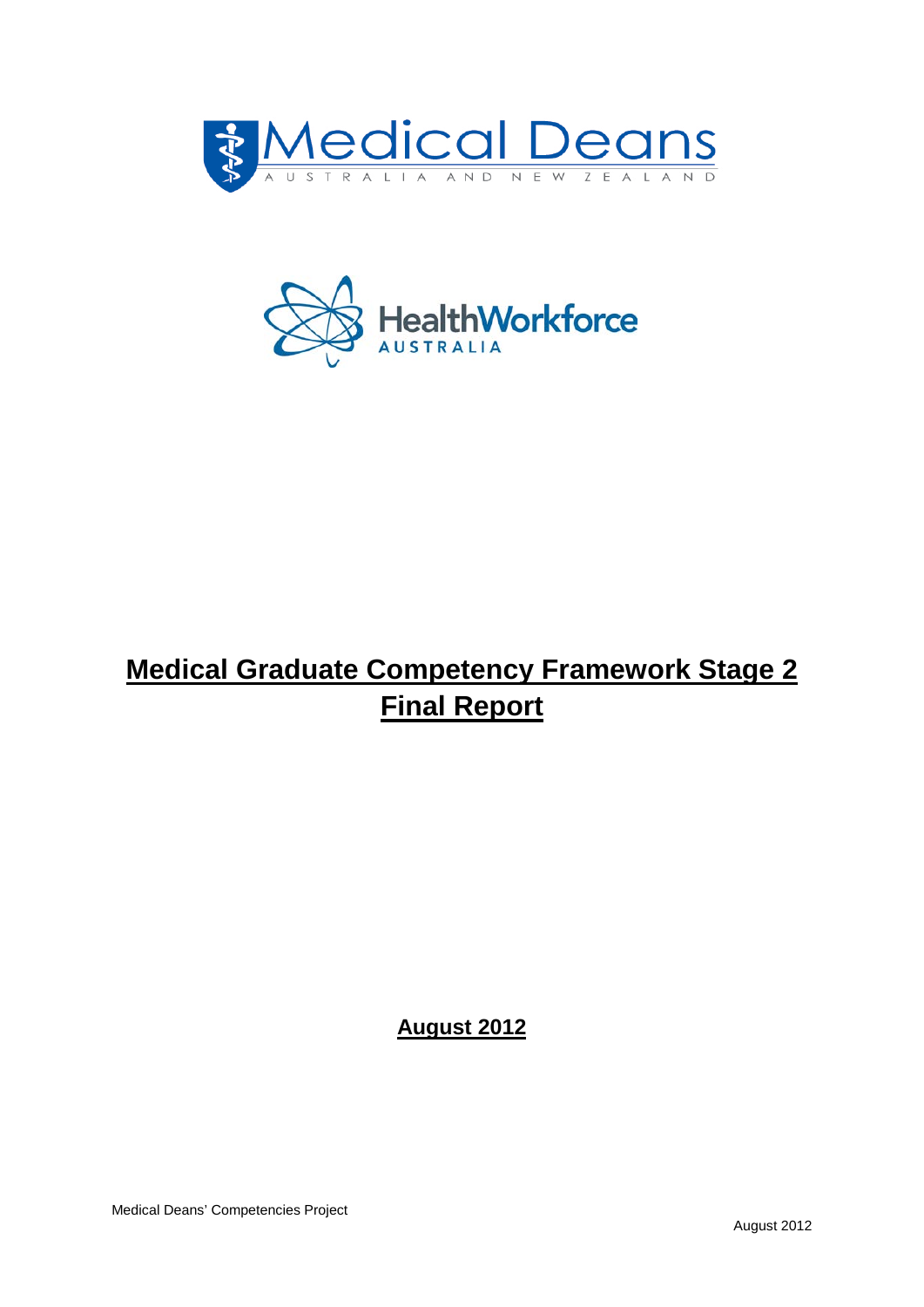Medical Deans

AUSTRALIA AND NEW ZEALAND

HealthWorkforce

AUSTRALIA

# Medical Graduate Competency Framework Stage 2 Final Report

**August 2012**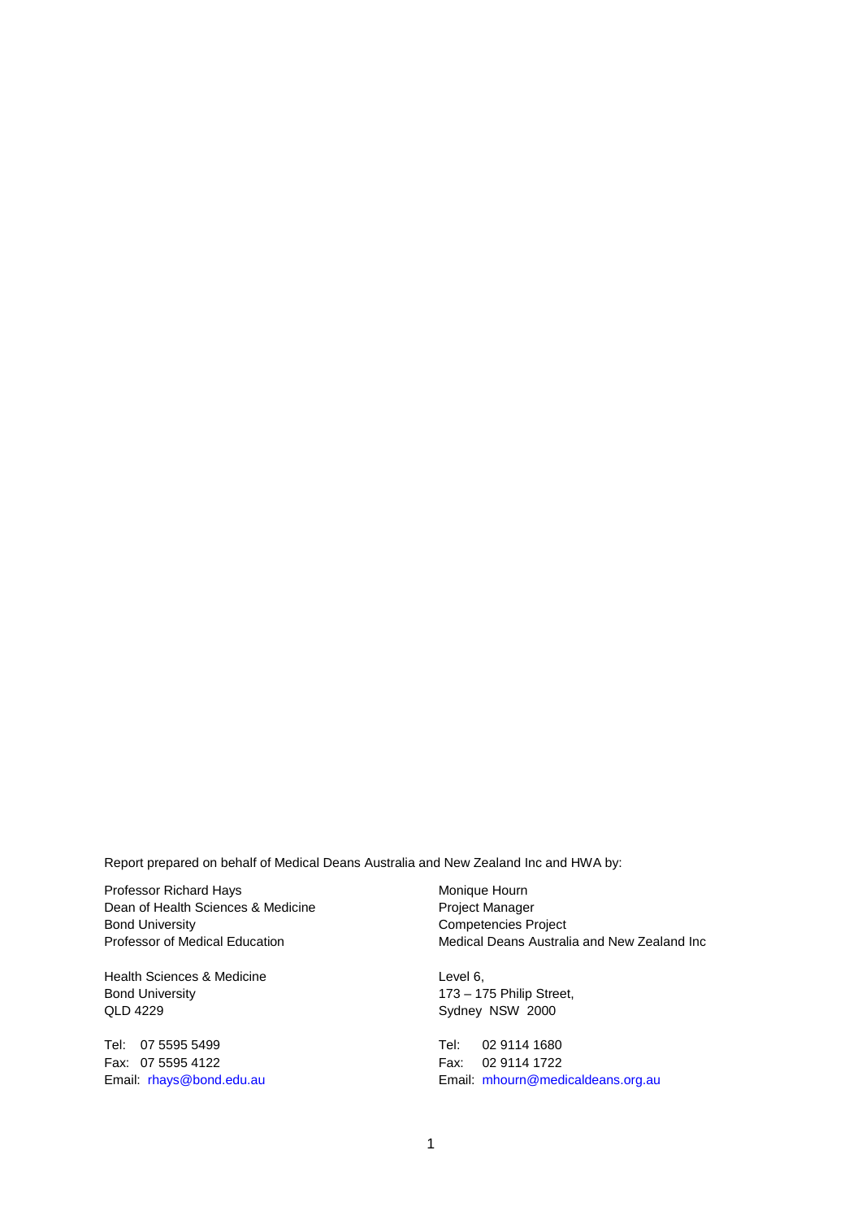Report prepared on behalf of Medical Deans Australia and New Zealand Inc and HWA by:

Professor Richard Hays
Dean of Health Sciences & Medicine
Bond University
Professor of Medical Education

Health Sciences & Medicine
Bond University
QLD 4229

Tel: 07 5595 5499
Fax: 07 5595 4122
Email: rhays@bond.edu.au

Monique Hourn
Project Manager
Competencies Project
Medical Deans Australia and New Zealand Inc

Level 6,
173 – 175 Philip Street,
Sydney NSW 2000

Tel: 02 9114 1680
Fax: 02 9114 1722
Email: mhourn@medicaldeans.org.au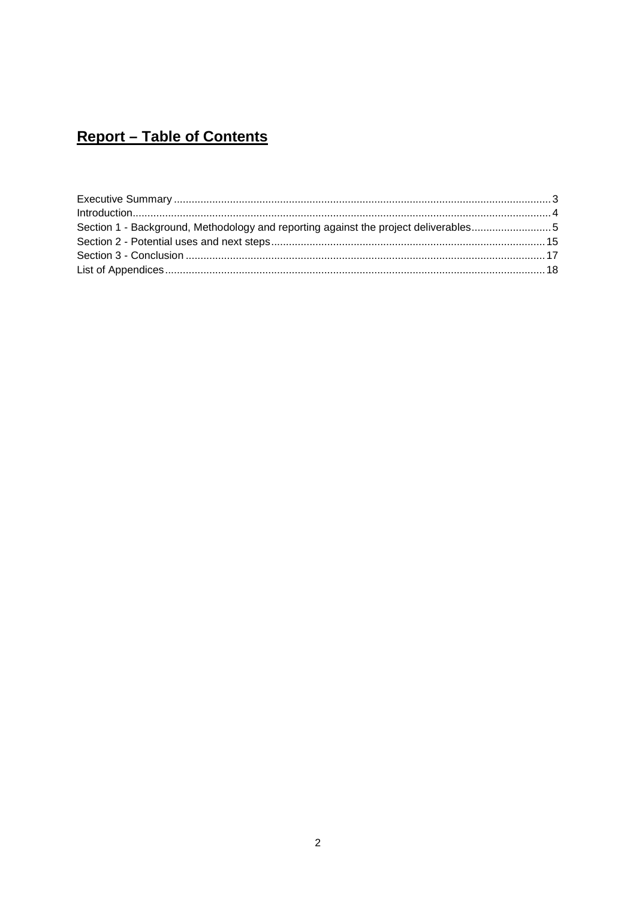# Report – Table of Contents

Executive Summary ... 3
Introduction ... 4
Section 1 - Background, Methodology and reporting against the project deliverables ... 5
Section 2 - Potential uses and next steps ... 15
Section 3 - Conclusion ... 17
List of Appendices ... 18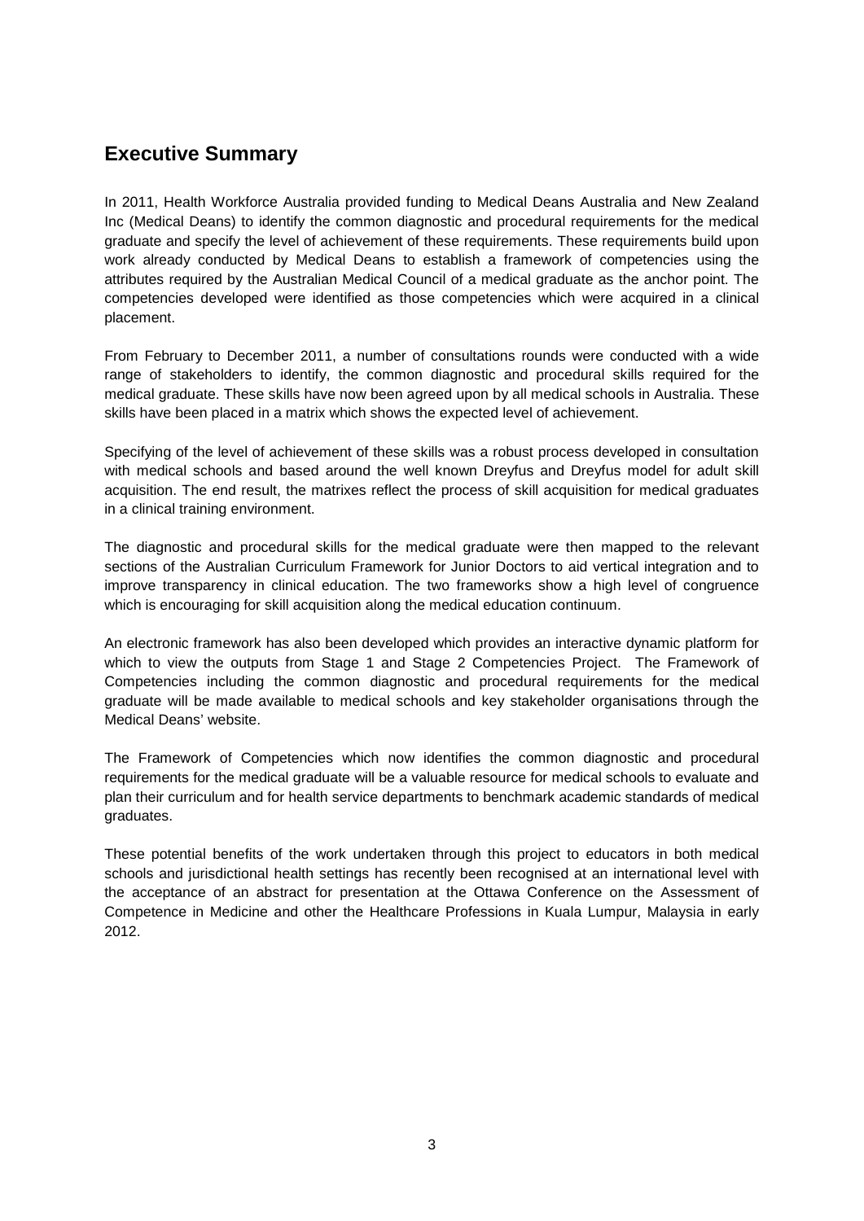## Executive Summary

In 2011, Health Workforce Australia provided funding to Medical Deans Australia and New Zealand Inc (Medical Deans) to identify the common diagnostic and procedural requirements for the medical graduate and specify the level of achievement of these requirements. These requirements build upon work already conducted by Medical Deans to establish a framework of competencies using the attributes required by the Australian Medical Council of a medical graduate as the anchor point. The competencies developed were identified as those competencies which were acquired in a clinical placement.

From February to December 2011, a number of consultations rounds were conducted with a wide range of stakeholders to identify, the common diagnostic and procedural skills required for the medical graduate. These skills have now been agreed upon by all medical schools in Australia. These skills have been placed in a matrix which shows the expected level of achievement.

Specifying of the level of achievement of these skills was a robust process developed in consultation with medical schools and based around the well known Dreyfus and Dreyfus model for adult skill acquisition. The end result, the matrixes reflect the process of skill acquisition for medical graduates in a clinical training environment.

The diagnostic and procedural skills for the medical graduate were then mapped to the relevant sections of the Australian Curriculum Framework for Junior Doctors to aid vertical integration and to improve transparency in clinical education. The two frameworks show a high level of congruence which is encouraging for skill acquisition along the medical education continuum.

An electronic framework has also been developed which provides an interactive dynamic platform for which to view the outputs from Stage 1 and Stage 2 Competencies Project. The Framework of Competencies including the common diagnostic and procedural requirements for the medical graduate will be made available to medical schools and key stakeholder organisations through the Medical Deans' website.

The Framework of Competencies which now identifies the common diagnostic and procedural requirements for the medical graduate will be a valuable resource for medical schools to evaluate and plan their curriculum and for health service departments to benchmark academic standards of medical graduates.

These potential benefits of the work undertaken through this project to educators in both medical schools and jurisdictional health settings has recently been recognised at an international level with the acceptance of an abstract for presentation at the Ottawa Conference on the Assessment of Competence in Medicine and other the Healthcare Professions in Kuala Lumpur, Malaysia in early 2012.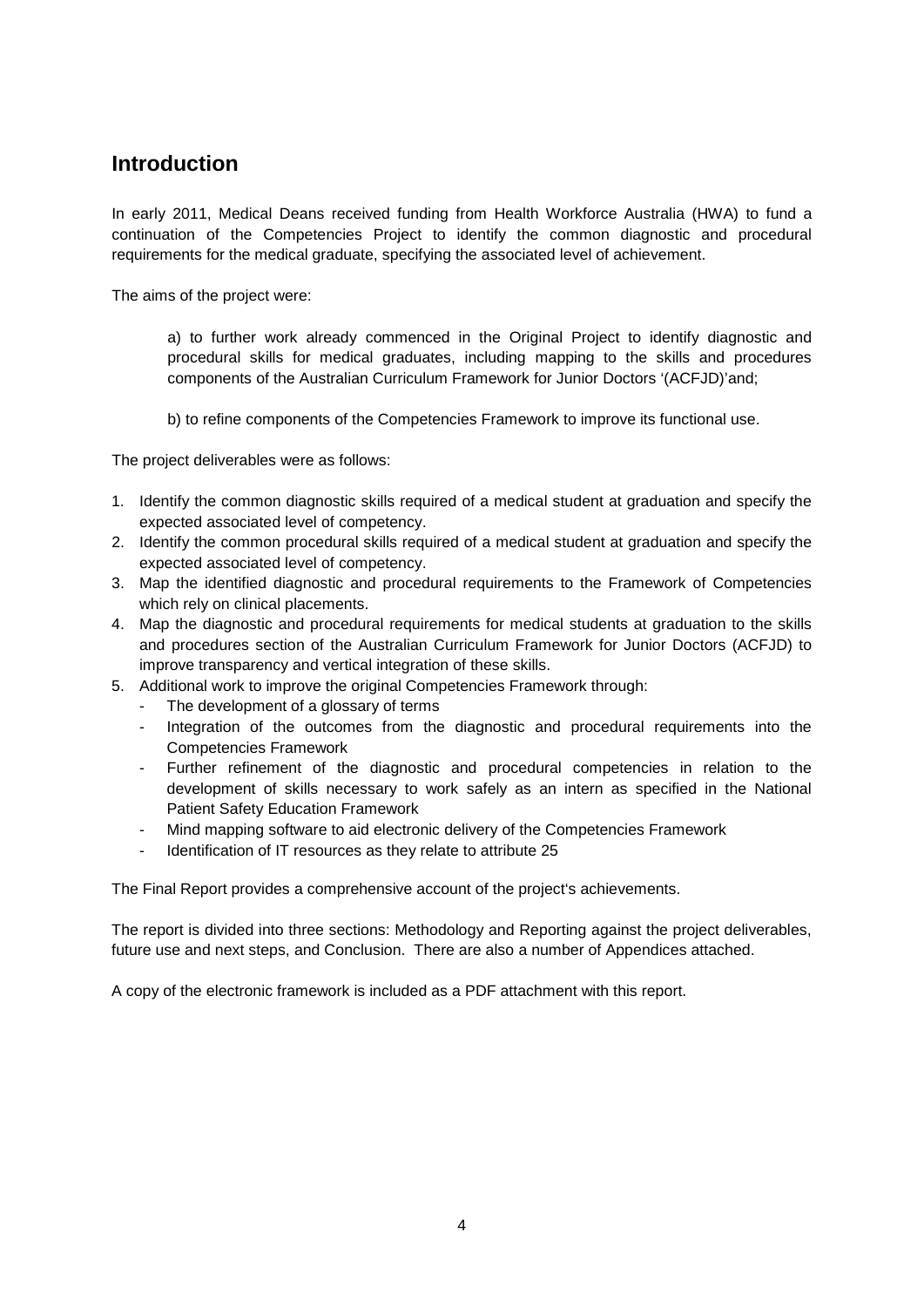## Introduction

In early 2011, Medical Deans received funding from Health Workforce Australia (HWA) to fund a continuation of the Competencies Project to identify the common diagnostic and procedural requirements for the medical graduate, specifying the associated level of achievement.

The aims of the project were:

> a) to further work already commenced in the Original Project to identify diagnostic and procedural skills for medical graduates, including mapping to the skills and procedures components of the Australian Curriculum Framework for Junior Doctors '(ACFJD)'and;
>
> b) to refine components of the Competencies Framework to improve its functional use.

The project deliverables were as follows:

1. Identify the common diagnostic skills required of a medical student at graduation and specify the expected associated level of competency.
2. Identify the common procedural skills required of a medical student at graduation and specify the expected associated level of competency.
3. Map the identified diagnostic and procedural requirements to the Framework of Competencies which rely on clinical placements.
4. Map the diagnostic and procedural requirements for medical students at graduation to the skills and procedures section of the Australian Curriculum Framework for Junior Doctors (ACFJD) to improve transparency and vertical integration of these skills.
5. Additional work to improve the original Competencies Framework through:
   - The development of a glossary of terms
   - Integration of the outcomes from the diagnostic and procedural requirements into the Competencies Framework
   - Further refinement of the diagnostic and procedural competencies in relation to the development of skills necessary to work safely as an intern as specified in the National Patient Safety Education Framework
   - Mind mapping software to aid electronic delivery of the Competencies Framework
   - Identification of IT resources as they relate to attribute 25

The Final Report provides a comprehensive account of the project's achievements.

The report is divided into three sections: Methodology and Reporting against the project deliverables, future use and next steps, and Conclusion. There are also a number of Appendices attached.

A copy of the electronic framework is included as a PDF attachment with this report.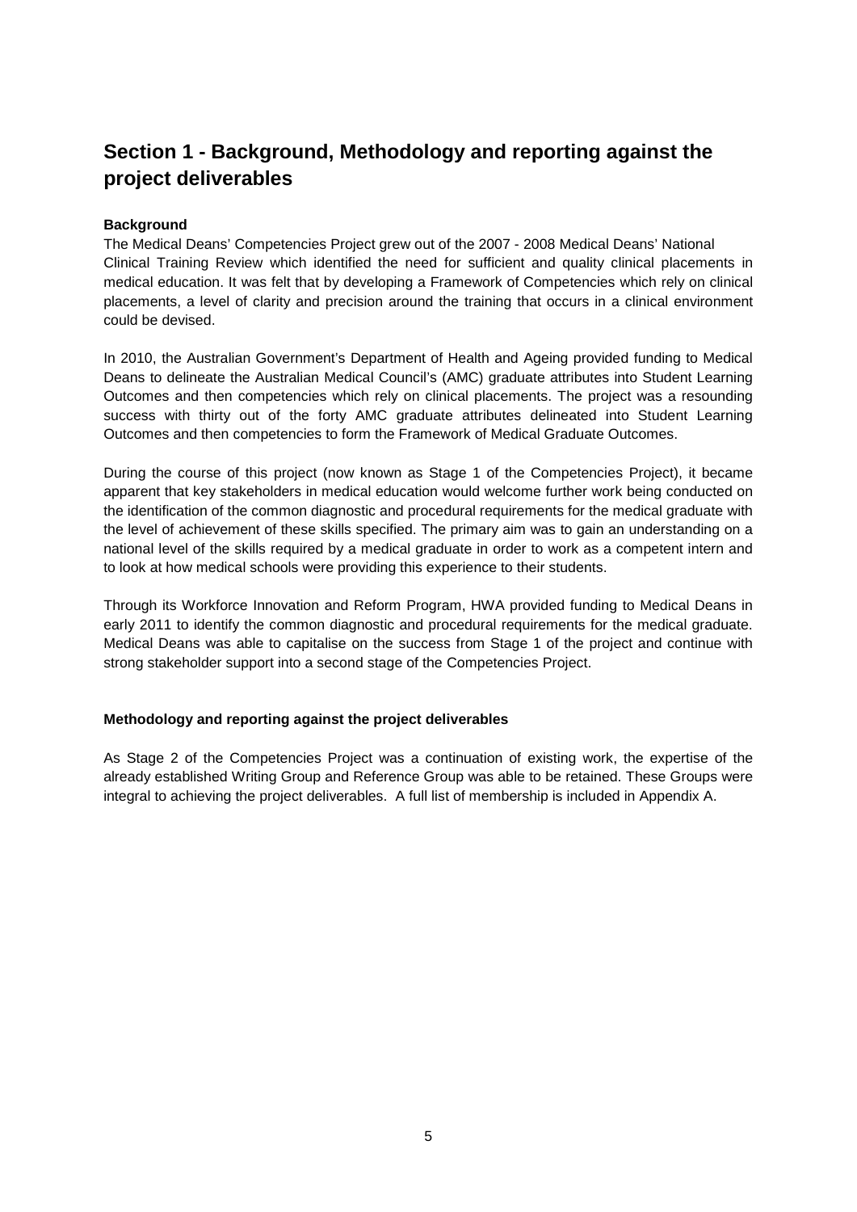# Section 1 - Background, Methodology and reporting against the project deliverables

**Background**

The Medical Deans' Competencies Project grew out of the 2007 - 2008 Medical Deans' National Clinical Training Review which identified the need for sufficient and quality clinical placements in medical education. It was felt that by developing a Framework of Competencies which rely on clinical placements, a level of clarity and precision around the training that occurs in a clinical environment could be devised.

In 2010, the Australian Government's Department of Health and Ageing provided funding to Medical Deans to delineate the Australian Medical Council's (AMC) graduate attributes into Student Learning Outcomes and then competencies which rely on clinical placements. The project was a resounding success with thirty out of the forty AMC graduate attributes delineated into Student Learning Outcomes and then competencies to form the Framework of Medical Graduate Outcomes.

During the course of this project (now known as Stage 1 of the Competencies Project), it became apparent that key stakeholders in medical education would welcome further work being conducted on the identification of the common diagnostic and procedural requirements for the medical graduate with the level of achievement of these skills specified. The primary aim was to gain an understanding on a national level of the skills required by a medical graduate in order to work as a competent intern and to look at how medical schools were providing this experience to their students.

Through its Workforce Innovation and Reform Program, HWA provided funding to Medical Deans in early 2011 to identify the common diagnostic and procedural requirements for the medical graduate. Medical Deans was able to capitalise on the success from Stage 1 of the project and continue with strong stakeholder support into a second stage of the Competencies Project.

**Methodology and reporting against the project deliverables**

As Stage 2 of the Competencies Project was a continuation of existing work, the expertise of the already established Writing Group and Reference Group was able to be retained. These Groups were integral to achieving the project deliverables. A full list of membership is included in Appendix A.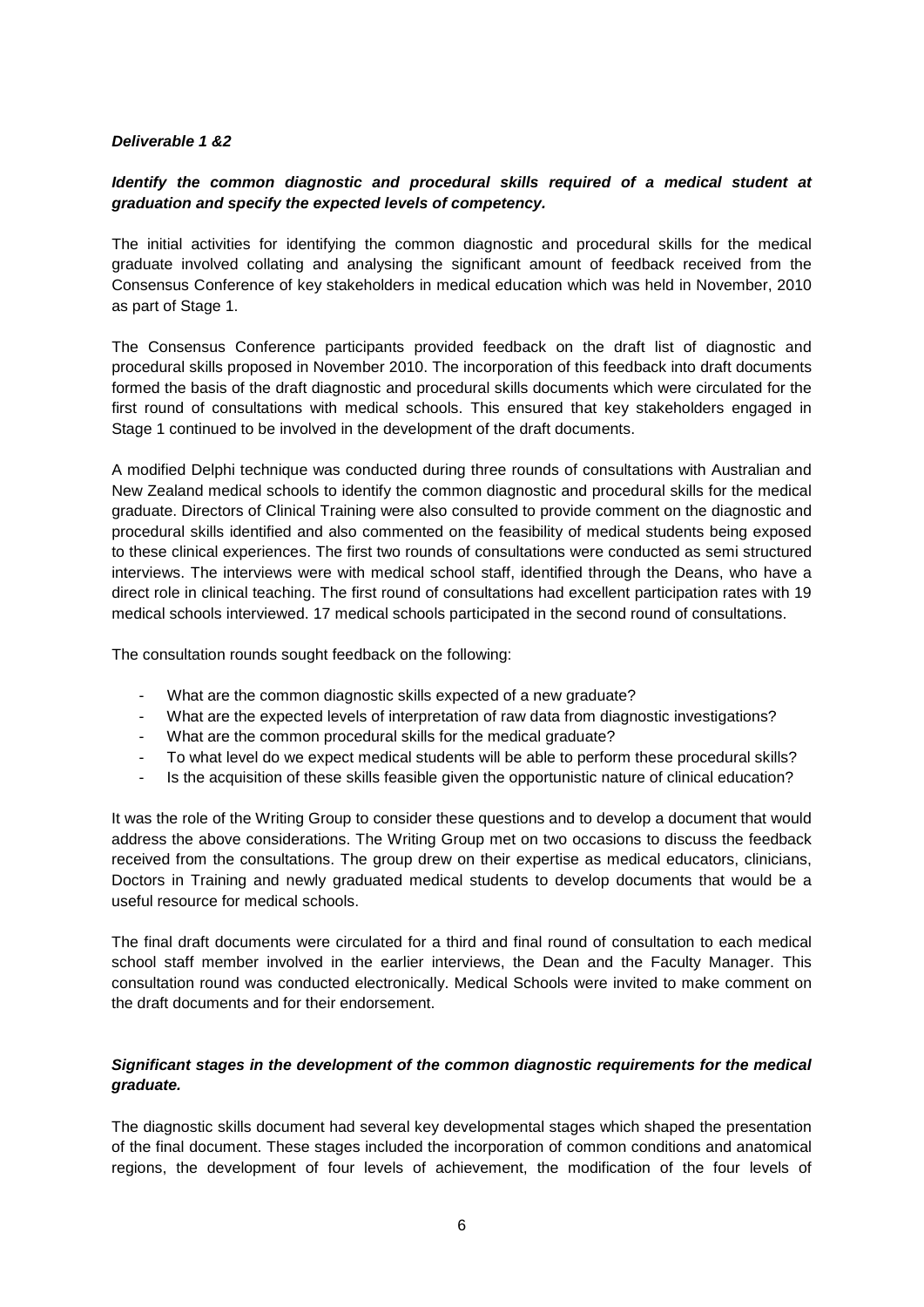***Deliverable 1 &2***

***Identify the common diagnostic and procedural skills required of a medical student at graduation and specify the expected levels of competency.***

The initial activities for identifying the common diagnostic and procedural skills for the medical graduate involved collating and analysing the significant amount of feedback received from the Consensus Conference of key stakeholders in medical education which was held in November, 2010 as part of Stage 1.

The Consensus Conference participants provided feedback on the draft list of diagnostic and procedural skills proposed in November 2010. The incorporation of this feedback into draft documents formed the basis of the draft diagnostic and procedural skills documents which were circulated for the first round of consultations with medical schools. This ensured that key stakeholders engaged in Stage 1 continued to be involved in the development of the draft documents.

A modified Delphi technique was conducted during three rounds of consultations with Australian and New Zealand medical schools to identify the common diagnostic and procedural skills for the medical graduate. Directors of Clinical Training were also consulted to provide comment on the diagnostic and procedural skills identified and also commented on the feasibility of medical students being exposed to these clinical experiences. The first two rounds of consultations were conducted as semi structured interviews. The interviews were with medical school staff, identified through the Deans, who have a direct role in clinical teaching. The first round of consultations had excellent participation rates with 19 medical schools interviewed. 17 medical schools participated in the second round of consultations.

The consultation rounds sought feedback on the following:

- What are the common diagnostic skills expected of a new graduate?
- What are the expected levels of interpretation of raw data from diagnostic investigations?
- What are the common procedural skills for the medical graduate?
- To what level do we expect medical students will be able to perform these procedural skills?
- Is the acquisition of these skills feasible given the opportunistic nature of clinical education?

It was the role of the Writing Group to consider these questions and to develop a document that would address the above considerations. The Writing Group met on two occasions to discuss the feedback received from the consultations. The group drew on their expertise as medical educators, clinicians, Doctors in Training and newly graduated medical students to develop documents that would be a useful resource for medical schools.

The final draft documents were circulated for a third and final round of consultation to each medical school staff member involved in the earlier interviews, the Dean and the Faculty Manager. This consultation round was conducted electronically. Medical Schools were invited to make comment on the draft documents and for their endorsement.

***Significant stages in the development of the common diagnostic requirements for the medical graduate.***

The diagnostic skills document had several key developmental stages which shaped the presentation of the final document. These stages included the incorporation of common conditions and anatomical regions, the development of four levels of achievement, the modification of the four levels of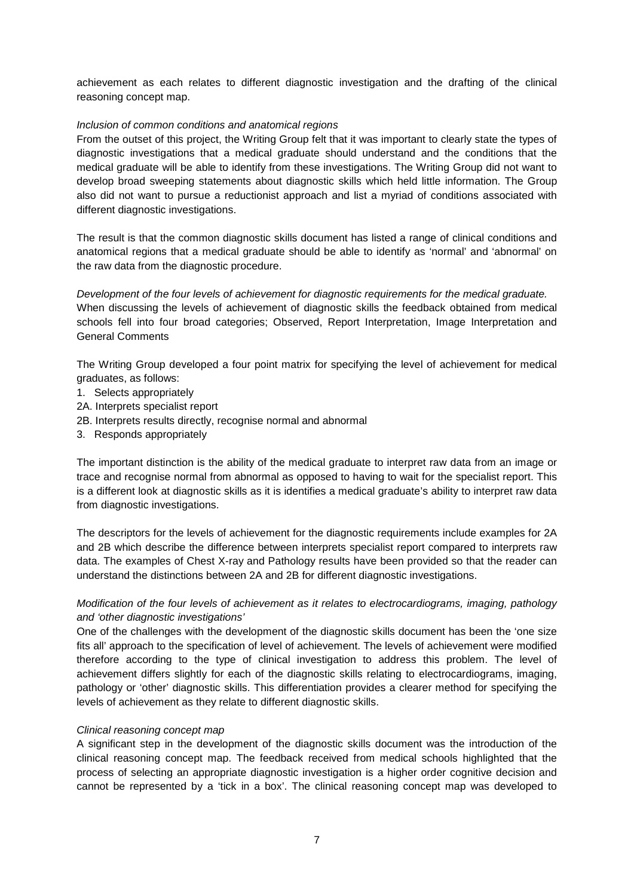achievement as each relates to different diagnostic investigation and the drafting of the clinical reasoning concept map.

*Inclusion of common conditions and anatomical regions*

From the outset of this project, the Writing Group felt that it was important to clearly state the types of diagnostic investigations that a medical graduate should understand and the conditions that the medical graduate will be able to identify from these investigations. The Writing Group did not want to develop broad sweeping statements about diagnostic skills which held little information. The Group also did not want to pursue a reductionist approach and list a myriad of conditions associated with different diagnostic investigations.

The result is that the common diagnostic skills document has listed a range of clinical conditions and anatomical regions that a medical graduate should be able to identify as 'normal' and 'abnormal' on the raw data from the diagnostic procedure.

*Development of the four levels of achievement for diagnostic requirements for the medical graduate.*

When discussing the levels of achievement of diagnostic skills the feedback obtained from medical schools fell into four broad categories; Observed, Report Interpretation, Image Interpretation and General Comments

The Writing Group developed a four point matrix for specifying the level of achievement for medical graduates, as follows:

1. Selects appropriately
2A. Interprets specialist report
2B. Interprets results directly, recognise normal and abnormal
3. Responds appropriately

The important distinction is the ability of the medical graduate to interpret raw data from an image or trace and recognise normal from abnormal as opposed to having to wait for the specialist report. This is a different look at diagnostic skills as it is identifies a medical graduate's ability to interpret raw data from diagnostic investigations.

The descriptors for the levels of achievement for the diagnostic requirements include examples for 2A and 2B which describe the difference between interprets specialist report compared to interprets raw data. The examples of Chest X-ray and Pathology results have been provided so that the reader can understand the distinctions between 2A and 2B for different diagnostic investigations.

*Modification of the four levels of achievement as it relates to electrocardiograms, imaging, pathology and 'other diagnostic investigations'*

One of the challenges with the development of the diagnostic skills document has been the 'one size fits all' approach to the specification of level of achievement. The levels of achievement were modified therefore according to the type of clinical investigation to address this problem. The level of achievement differs slightly for each of the diagnostic skills relating to electrocardiograms, imaging, pathology or 'other' diagnostic skills. This differentiation provides a clearer method for specifying the levels of achievement as they relate to different diagnostic skills.

*Clinical reasoning concept map*

A significant step in the development of the diagnostic skills document was the introduction of the clinical reasoning concept map. The feedback received from medical schools highlighted that the process of selecting an appropriate diagnostic investigation is a higher order cognitive decision and cannot be represented by a 'tick in a box'. The clinical reasoning concept map was developed to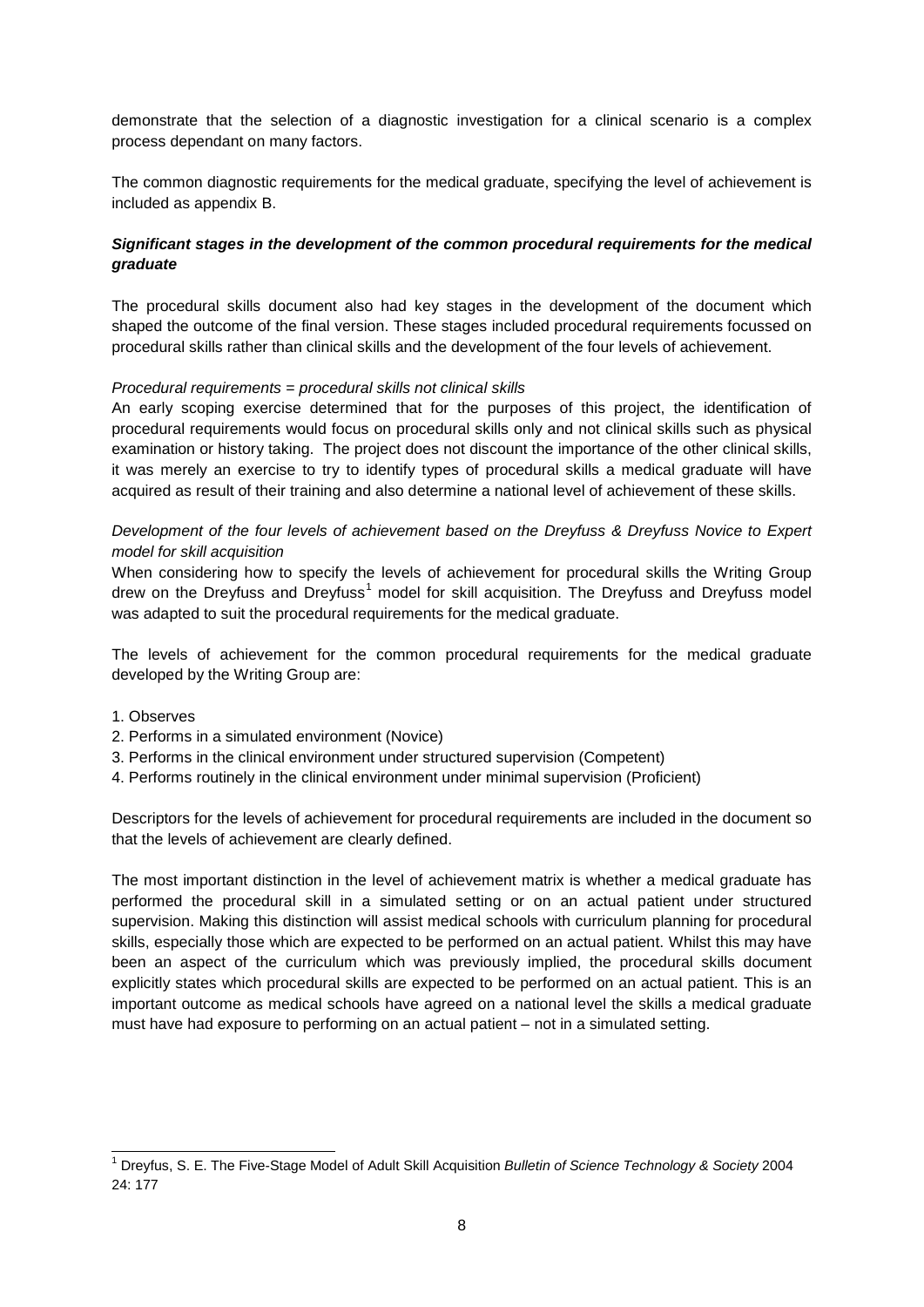demonstrate that the selection of a diagnostic investigation for a clinical scenario is a complex process dependant on many factors.

The common diagnostic requirements for the medical graduate, specifying the level of achievement is included as appendix B.

***Significant stages in the development of the common procedural requirements for the medical graduate***

The procedural skills document also had key stages in the development of the document which shaped the outcome of the final version. These stages included procedural requirements focussed on procedural skills rather than clinical skills and the development of the four levels of achievement.

*Procedural requirements = procedural skills not clinical skills*

An early scoping exercise determined that for the purposes of this project, the identification of procedural requirements would focus on procedural skills only and not clinical skills such as physical examination or history taking. The project does not discount the importance of the other clinical skills, it was merely an exercise to try to identify types of procedural skills a medical graduate will have acquired as result of their training and also determine a national level of achievement of these skills.

*Development of the four levels of achievement based on the Dreyfuss & Dreyfuss Novice to Expert model for skill acquisition*

When considering how to specify the levels of achievement for procedural skills the Writing Group drew on the Dreyfuss and Dreyfuss[1] model for skill acquisition. The Dreyfuss and Dreyfuss model was adapted to suit the procedural requirements for the medical graduate.

The levels of achievement for the common procedural requirements for the medical graduate developed by the Writing Group are:

1. Observes
2. Performs in a simulated environment (Novice)
3. Performs in the clinical environment under structured supervision (Competent)
4. Performs routinely in the clinical environment under minimal supervision (Proficient)

Descriptors for the levels of achievement for procedural requirements are included in the document so that the levels of achievement are clearly defined.

The most important distinction in the level of achievement matrix is whether a medical graduate has performed the procedural skill in a simulated setting or on an actual patient under structured supervision. Making this distinction will assist medical schools with curriculum planning for procedural skills, especially those which are expected to be performed on an actual patient. Whilst this may have been an aspect of the curriculum which was previously implied, the procedural skills document explicitly states which procedural skills are expected to be performed on an actual patient. This is an important outcome as medical schools have agreed on a national level the skills a medical graduate must have had exposure to performing on an actual patient – not in a simulated setting.

[1] Dreyfus, S. E. The Five-Stage Model of Adult Skill Acquisition *Bulletin of Science Technology & Society* 2004 24: 177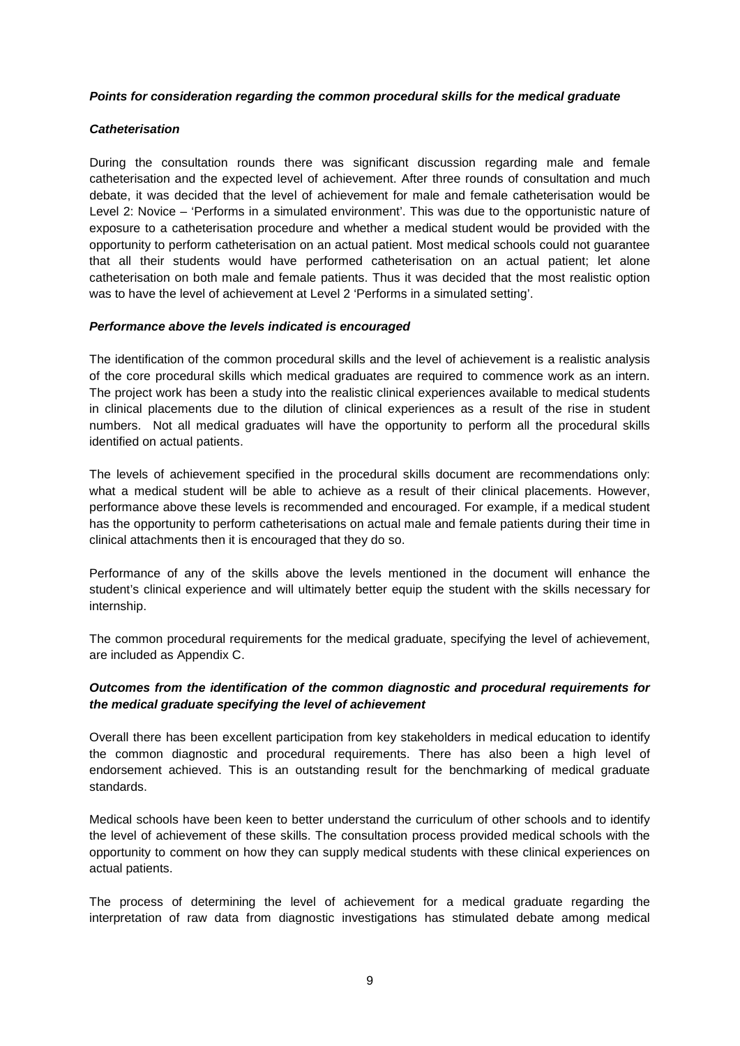***Points for consideration regarding the common procedural skills for the medical graduate***

***Catheterisation***

During the consultation rounds there was significant discussion regarding male and female catheterisation and the expected level of achievement. After three rounds of consultation and much debate, it was decided that the level of achievement for male and female catheterisation would be Level 2: Novice – 'Performs in a simulated environment'. This was due to the opportunistic nature of exposure to a catheterisation procedure and whether a medical student would be provided with the opportunity to perform catheterisation on an actual patient. Most medical schools could not guarantee that all their students would have performed catheterisation on an actual patient; let alone catheterisation on both male and female patients. Thus it was decided that the most realistic option was to have the level of achievement at Level 2 'Performs in a simulated setting'.

***Performance above the levels indicated is encouraged***

The identification of the common procedural skills and the level of achievement is a realistic analysis of the core procedural skills which medical graduates are required to commence work as an intern. The project work has been a study into the realistic clinical experiences available to medical students in clinical placements due to the dilution of clinical experiences as a result of the rise in student numbers. Not all medical graduates will have the opportunity to perform all the procedural skills identified on actual patients.

The levels of achievement specified in the procedural skills document are recommendations only: what a medical student will be able to achieve as a result of their clinical placements. However, performance above these levels is recommended and encouraged. For example, if a medical student has the opportunity to perform catheterisations on actual male and female patients during their time in clinical attachments then it is encouraged that they do so.

Performance of any of the skills above the levels mentioned in the document will enhance the student's clinical experience and will ultimately better equip the student with the skills necessary for internship.

The common procedural requirements for the medical graduate, specifying the level of achievement, are included as Appendix C.

***Outcomes from the identification of the common diagnostic and procedural requirements for the medical graduate specifying the level of achievement***

Overall there has been excellent participation from key stakeholders in medical education to identify the common diagnostic and procedural requirements. There has also been a high level of endorsement achieved. This is an outstanding result for the benchmarking of medical graduate standards.

Medical schools have been keen to better understand the curriculum of other schools and to identify the level of achievement of these skills. The consultation process provided medical schools with the opportunity to comment on how they can supply medical students with these clinical experiences on actual patients.

The process of determining the level of achievement for a medical graduate regarding the interpretation of raw data from diagnostic investigations has stimulated debate among medical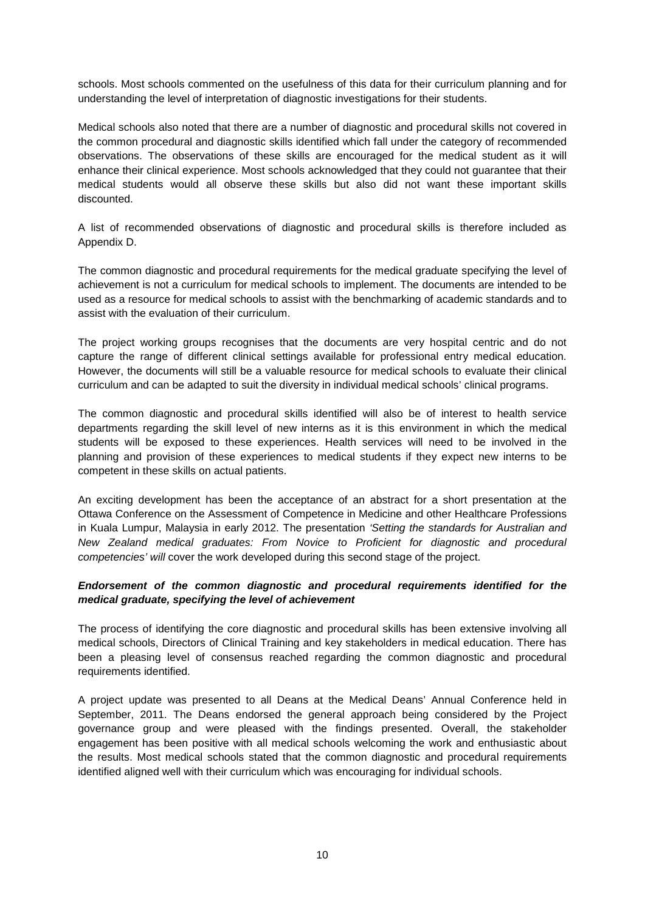schools. Most schools commented on the usefulness of this data for their curriculum planning and for understanding the level of interpretation of diagnostic investigations for their students.

Medical schools also noted that there are a number of diagnostic and procedural skills not covered in the common procedural and diagnostic skills identified which fall under the category of recommended observations. The observations of these skills are encouraged for the medical student as it will enhance their clinical experience. Most schools acknowledged that they could not guarantee that their medical students would all observe these skills but also did not want these important skills discounted.

A list of recommended observations of diagnostic and procedural skills is therefore included as Appendix D.

The common diagnostic and procedural requirements for the medical graduate specifying the level of achievement is not a curriculum for medical schools to implement. The documents are intended to be used as a resource for medical schools to assist with the benchmarking of academic standards and to assist with the evaluation of their curriculum.

The project working groups recognises that the documents are very hospital centric and do not capture the range of different clinical settings available for professional entry medical education. However, the documents will still be a valuable resource for medical schools to evaluate their clinical curriculum and can be adapted to suit the diversity in individual medical schools' clinical programs.

The common diagnostic and procedural skills identified will also be of interest to health service departments regarding the skill level of new interns as it is this environment in which the medical students will be exposed to these experiences. Health services will need to be involved in the planning and provision of these experiences to medical students if they expect new interns to be competent in these skills on actual patients.

An exciting development has been the acceptance of an abstract for a short presentation at the Ottawa Conference on the Assessment of Competence in Medicine and other Healthcare Professions in Kuala Lumpur, Malaysia in early 2012. The presentation *'Setting the standards for Australian and New Zealand medical graduates: From Novice to Proficient for diagnostic and procedural competencies' will* cover the work developed during this second stage of the project.

***Endorsement of the common diagnostic and procedural requirements identified for the medical graduate, specifying the level of achievement***

The process of identifying the core diagnostic and procedural skills has been extensive involving all medical schools, Directors of Clinical Training and key stakeholders in medical education. There has been a pleasing level of consensus reached regarding the common diagnostic and procedural requirements identified.

A project update was presented to all Deans at the Medical Deans' Annual Conference held in September, 2011. The Deans endorsed the general approach being considered by the Project governance group and were pleased with the findings presented. Overall, the stakeholder engagement has been positive with all medical schools welcoming the work and enthusiastic about the results. Most medical schools stated that the common diagnostic and procedural requirements identified aligned well with their curriculum which was encouraging for individual schools.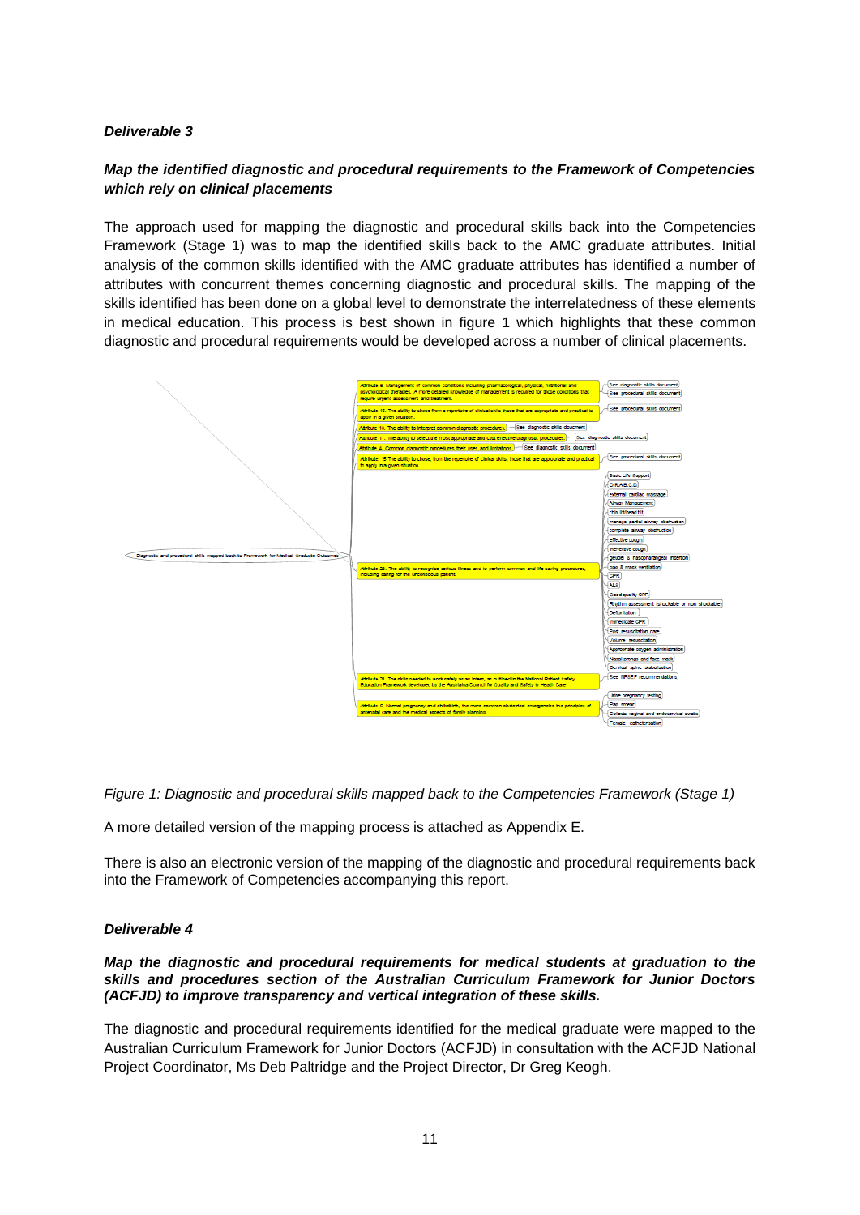***Deliverable 3***

***Map the identified diagnostic and procedural requirements to the Framework of Competencies which rely on clinical placements***

The approach used for mapping the diagnostic and procedural skills back into the Competencies Framework (Stage 1) was to map the identified skills back to the AMC graduate attributes. Initial analysis of the common skills identified with the AMC graduate attributes has identified a number of attributes with concurrent themes concerning diagnostic and procedural skills. The mapping of the skills identified has been done on a global level to demonstrate the interrelatedness of these elements in medical education. This process is best shown in figure 1 which highlights that these common diagnostic and procedural requirements would be developed across a number of clinical placements.

- Diagnostic and procedural skills mapped back to Framework for Medical Graduate Outcomes
  - Attribute 8. Management of common conditions including pharmacological, physical, nutritional and psychological therapies. A more detailed knowledge of management is required for those conditions that require urgent assessment and treatment.
    - See diagnostic skills document
    - See procedural skills document
  - Attribute 15. The ability to chose from a repertoire of clinical skills those that are appropriate and practical to apply in a given situation.
    - See procedural skills document
  - Attribute 18. The ability to interpret common diagnostic procedures.
    - See diagnostic skills document
  - Attribute 17. The ability to select the most appropriate and cost effective diagnostic procedures.
    - See diagnostic skills document
  - Attribute 4. Common diagnostic procedures their uses and limitations.
    - See diagnostic skills document
  - Attribute 15 The ability to chose, from the repertoire of clinical skills, those that are appropriate and practical to apply in a given situation.
    - See procedural skills document
  - Attribute 23. The ability to recognise serious illness and to perform common and life saving procedures, including caring for the unconscious patient.
    - Basic Life Support
    - D.R.A.B.C.D
    - external cardiac massage
    - Airway Management
    - chin lift/head tilt
    - manage partial airway obstruction
    - complete airway obstruction
    - effective cough
    - ineffective cough
    - geudel & nasopharangeal insertion
    - bag & mask ventilation
    - CPR
    - ALS
    - Good quality CPR
    - Rhythm assessment (shockable or non shockable)
    - Defibrillation
    - Immediate CPR
    - Post resuscitation care
    - Volume resuscitation
    - Appropriate oxygen administration
    - Nasal prongs and face mask
    - Cervical spine stabilisation
  - Attribute 21. The skills needed to work safely as an intern, as outlined in the National Patient Safety Education Framework developed by the Australian Council for Quality and Safety in Health Care
    - See NPSEF recommendations
  - Attribute 6. Normal pregnancy and childbirth, the more common obstetrical emergencies the principles of antenatal care and the medical aspects of family planning.
    - Urine pregnancy testing
    - Pap smear
    - Collects vaginal and endocervical swabs
    - Female catheterisation

*Figure 1: Diagnostic and procedural skills mapped back to the Competencies Framework (Stage 1)*

A more detailed version of the mapping process is attached as Appendix E.

There is also an electronic version of the mapping of the diagnostic and procedural requirements back into the Framework of Competencies accompanying this report.

***Deliverable 4***

***Map the diagnostic and procedural requirements for medical students at graduation to the skills and procedures section of the Australian Curriculum Framework for Junior Doctors (ACFJD) to improve transparency and vertical integration of these skills.***

The diagnostic and procedural requirements identified for the medical graduate were mapped to the Australian Curriculum Framework for Junior Doctors (ACFJD) in consultation with the ACFJD National Project Coordinator, Ms Deb Paltridge and the Project Director, Dr Greg Keogh.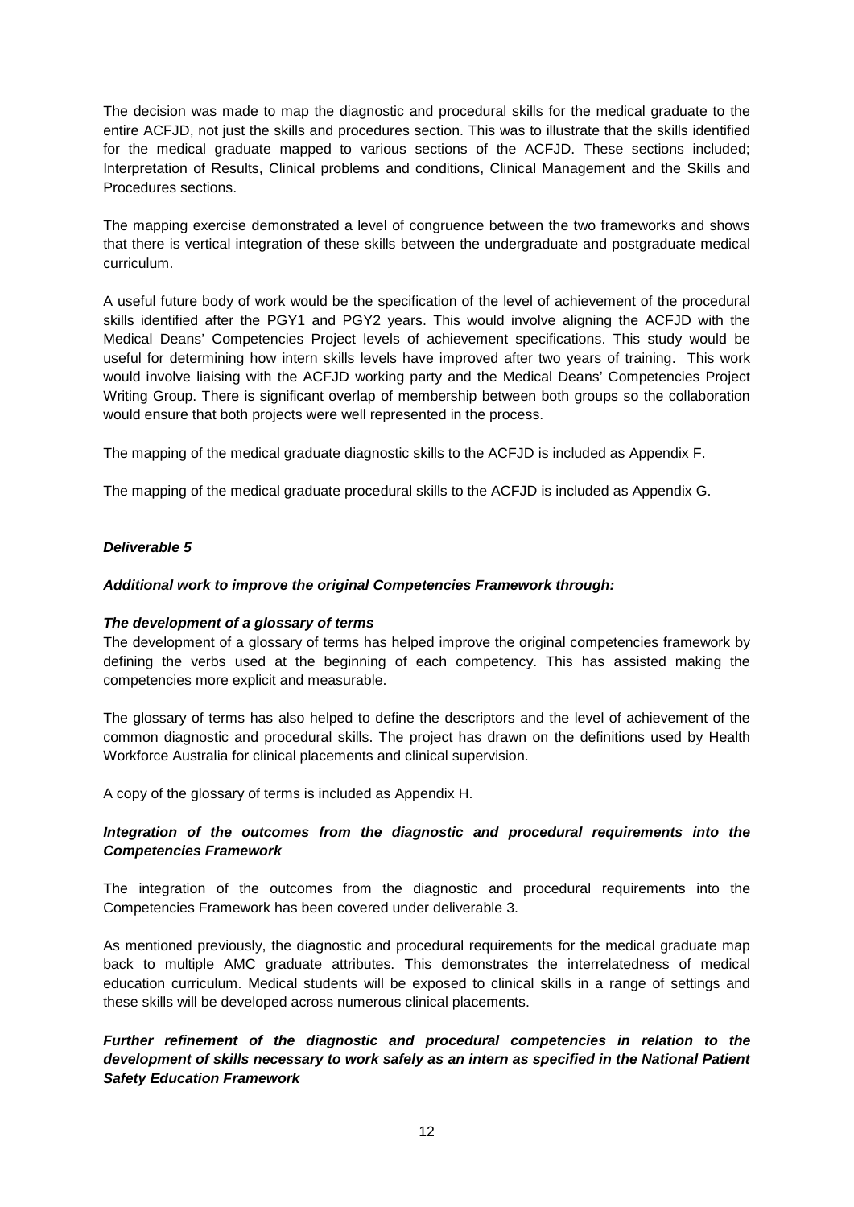The decision was made to map the diagnostic and procedural skills for the medical graduate to the entire ACFJD, not just the skills and procedures section. This was to illustrate that the skills identified for the medical graduate mapped to various sections of the ACFJD. These sections included; Interpretation of Results, Clinical problems and conditions, Clinical Management and the Skills and Procedures sections.

The mapping exercise demonstrated a level of congruence between the two frameworks and shows that there is vertical integration of these skills between the undergraduate and postgraduate medical curriculum.

A useful future body of work would be the specification of the level of achievement of the procedural skills identified after the PGY1 and PGY2 years. This would involve aligning the ACFJD with the Medical Deans' Competencies Project levels of achievement specifications. This study would be useful for determining how intern skills levels have improved after two years of training. This work would involve liaising with the ACFJD working party and the Medical Deans' Competencies Project Writing Group. There is significant overlap of membership between both groups so the collaboration would ensure that both projects were well represented in the process.

The mapping of the medical graduate diagnostic skills to the ACFJD is included as Appendix F.

The mapping of the medical graduate procedural skills to the ACFJD is included as Appendix G.

***Deliverable 5***

***Additional work to improve the original Competencies Framework through:***

***The development of a glossary of terms***

The development of a glossary of terms has helped improve the original competencies framework by defining the verbs used at the beginning of each competency. This has assisted making the competencies more explicit and measurable.

The glossary of terms has also helped to define the descriptors and the level of achievement of the common diagnostic and procedural skills. The project has drawn on the definitions used by Health Workforce Australia for clinical placements and clinical supervision.

A copy of the glossary of terms is included as Appendix H.

***Integration of the outcomes from the diagnostic and procedural requirements into the Competencies Framework***

The integration of the outcomes from the diagnostic and procedural requirements into the Competencies Framework has been covered under deliverable 3.

As mentioned previously, the diagnostic and procedural requirements for the medical graduate map back to multiple AMC graduate attributes. This demonstrates the interrelatedness of medical education curriculum. Medical students will be exposed to clinical skills in a range of settings and these skills will be developed across numerous clinical placements.

***Further refinement of the diagnostic and procedural competencies in relation to the development of skills necessary to work safely as an intern as specified in the National Patient Safety Education Framework***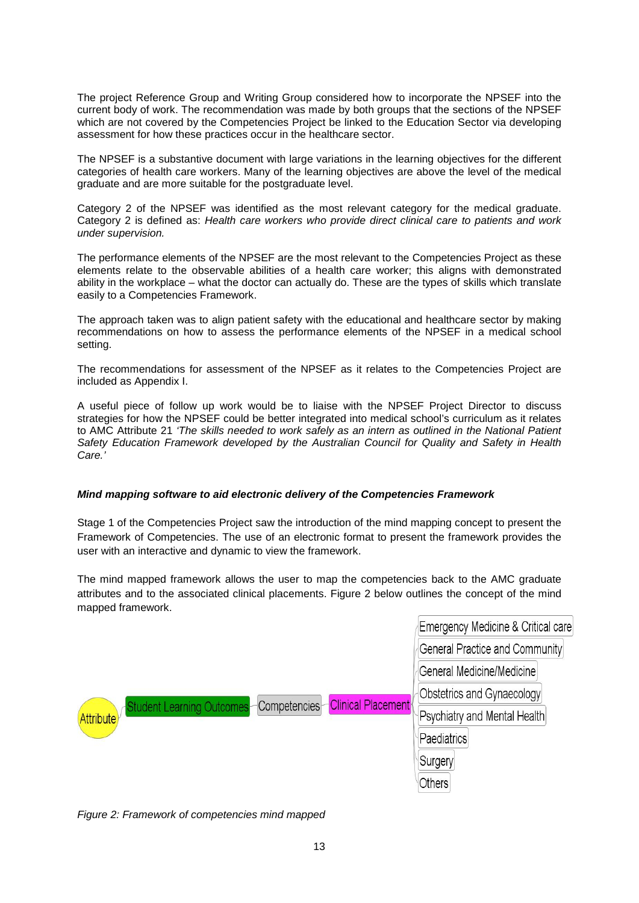The project Reference Group and Writing Group considered how to incorporate the NPSEF into the current body of work. The recommendation was made by both groups that the sections of the NPSEF which are not covered by the Competencies Project be linked to the Education Sector via developing assessment for how these practices occur in the healthcare sector.

The NPSEF is a substantive document with large variations in the learning objectives for the different categories of health care workers. Many of the learning objectives are above the level of the medical graduate and are more suitable for the postgraduate level.

Category 2 of the NPSEF was identified as the most relevant category for the medical graduate. Category 2 is defined as: *Health care workers who provide direct clinical care to patients and work under supervision.*

The performance elements of the NPSEF are the most relevant to the Competencies Project as these elements relate to the observable abilities of a health care worker; this aligns with demonstrated ability in the workplace – what the doctor can actually do. These are the types of skills which translate easily to a Competencies Framework.

The approach taken was to align patient safety with the educational and healthcare sector by making recommendations on how to assess the performance elements of the NPSEF in a medical school setting.

The recommendations for assessment of the NPSEF as it relates to the Competencies Project are included as Appendix I.

A useful piece of follow up work would be to liaise with the NPSEF Project Director to discuss strategies for how the NPSEF could be better integrated into medical school's curriculum as it relates to AMC Attribute 21 *'The skills needed to work safely as an intern as outlined in the National Patient Safety Education Framework developed by the Australian Council for Quality and Safety in Health Care.'*

***Mind mapping software to aid electronic delivery of the Competencies Framework***

Stage 1 of the Competencies Project saw the introduction of the mind mapping concept to present the Framework of Competencies. The use of an electronic format to present the framework provides the user with an interactive and dynamic to view the framework.

The mind mapped framework allows the user to map the competencies back to the AMC graduate attributes and to the associated clinical placements. Figure 2 below outlines the concept of the mind mapped framework.

Attribute – Student Learning Outcomes – Competencies – Clinical Placement

- Emergency Medicine & Critical care
- General Practice and Community
- General Medicine/Medicine
- Obstetrics and Gynaecology
- Psychiatry and Mental Health
- Paediatrics
- Surgery
- Others

*Figure 2: Framework of competencies mind mapped*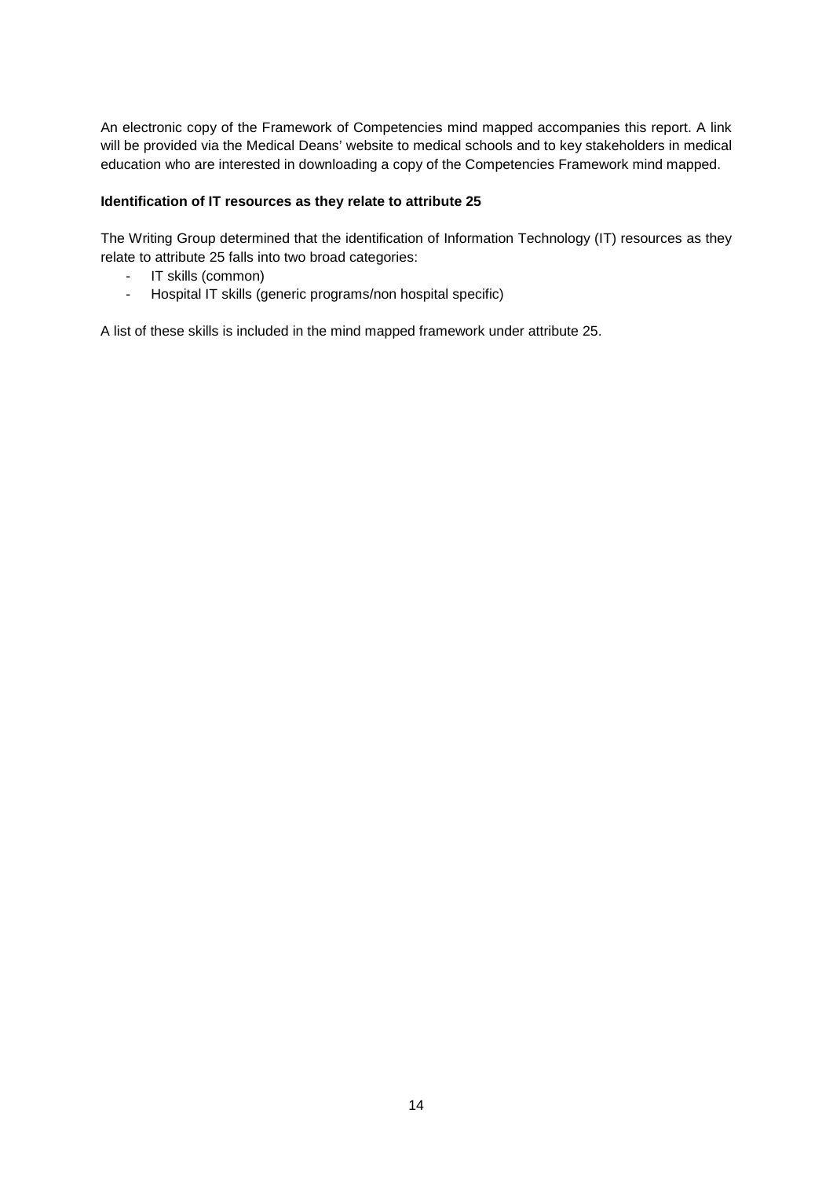An electronic copy of the Framework of Competencies mind mapped accompanies this report. A link will be provided via the Medical Deans' website to medical schools and to key stakeholders in medical education who are interested in downloading a copy of the Competencies Framework mind mapped.

**Identification of IT resources as they relate to attribute 25**

The Writing Group determined that the identification of Information Technology (IT) resources as they relate to attribute 25 falls into two broad categories:

- IT skills (common)
- Hospital IT skills (generic programs/non hospital specific)

A list of these skills is included in the mind mapped framework under attribute 25.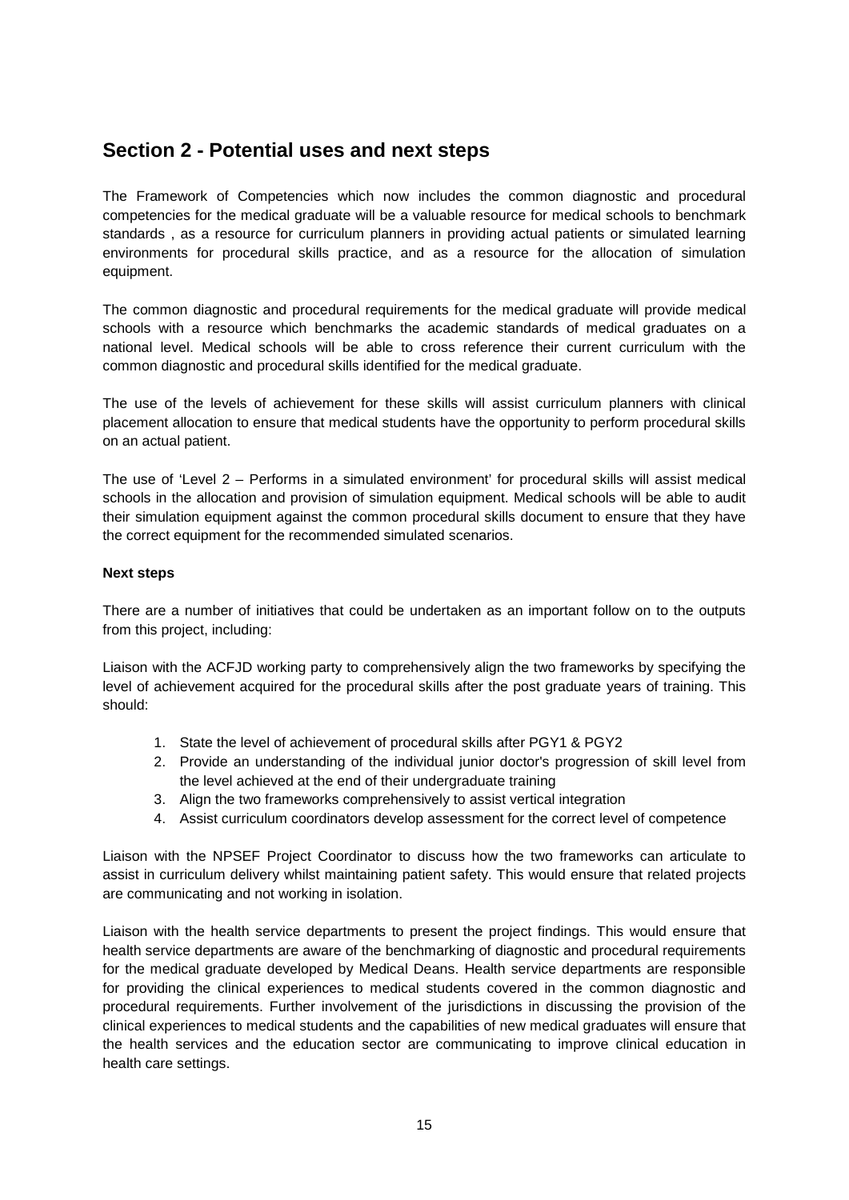## Section 2 - Potential uses and next steps

The Framework of Competencies which now includes the common diagnostic and procedural competencies for the medical graduate will be a valuable resource for medical schools to benchmark standards , as a resource for curriculum planners in providing actual patients or simulated learning environments for procedural skills practice, and as a resource for the allocation of simulation equipment.

The common diagnostic and procedural requirements for the medical graduate will provide medical schools with a resource which benchmarks the academic standards of medical graduates on a national level. Medical schools will be able to cross reference their current curriculum with the common diagnostic and procedural skills identified for the medical graduate.

The use of the levels of achievement for these skills will assist curriculum planners with clinical placement allocation to ensure that medical students have the opportunity to perform procedural skills on an actual patient.

The use of 'Level 2 – Performs in a simulated environment' for procedural skills will assist medical schools in the allocation and provision of simulation equipment. Medical schools will be able to audit their simulation equipment against the common procedural skills document to ensure that they have the correct equipment for the recommended simulated scenarios.

**Next steps**

There are a number of initiatives that could be undertaken as an important follow on to the outputs from this project, including:

Liaison with the ACFJD working party to comprehensively align the two frameworks by specifying the level of achievement acquired for the procedural skills after the post graduate years of training. This should:

1. State the level of achievement of procedural skills after PGY1 & PGY2
2. Provide an understanding of the individual junior doctor's progression of skill level from the level achieved at the end of their undergraduate training
3. Align the two frameworks comprehensively to assist vertical integration
4. Assist curriculum coordinators develop assessment for the correct level of competence

Liaison with the NPSEF Project Coordinator to discuss how the two frameworks can articulate to assist in curriculum delivery whilst maintaining patient safety. This would ensure that related projects are communicating and not working in isolation.

Liaison with the health service departments to present the project findings. This would ensure that health service departments are aware of the benchmarking of diagnostic and procedural requirements for the medical graduate developed by Medical Deans. Health service departments are responsible for providing the clinical experiences to medical students covered in the common diagnostic and procedural requirements. Further involvement of the jurisdictions in discussing the provision of the clinical experiences to medical students and the capabilities of new medical graduates will ensure that the health services and the education sector are communicating to improve clinical education in health care settings.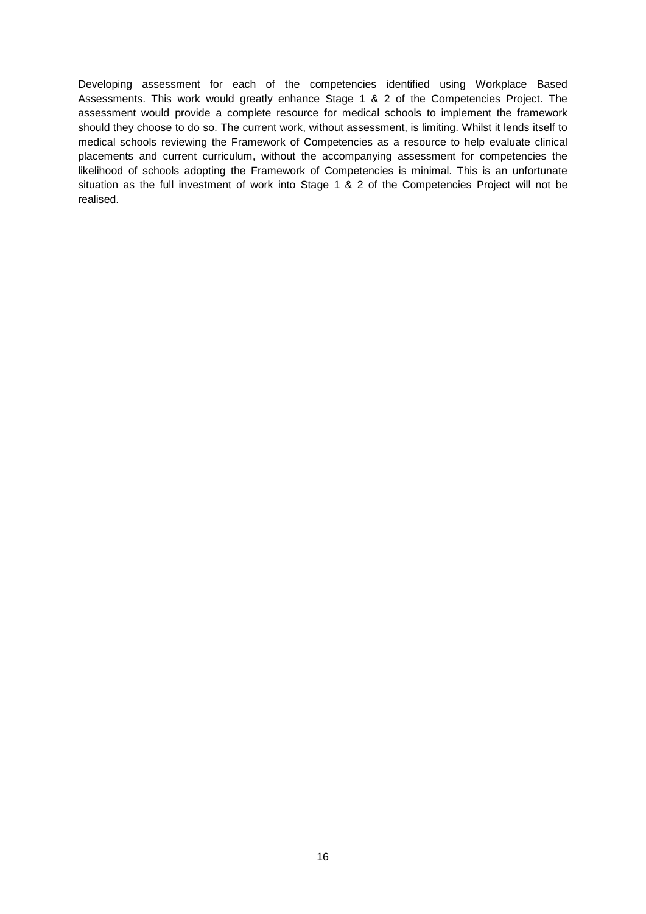Developing assessment for each of the competencies identified using Workplace Based Assessments. This work would greatly enhance Stage 1 & 2 of the Competencies Project. The assessment would provide a complete resource for medical schools to implement the framework should they choose to do so. The current work, without assessment, is limiting. Whilst it lends itself to medical schools reviewing the Framework of Competencies as a resource to help evaluate clinical placements and current curriculum, without the accompanying assessment for competencies the likelihood of schools adopting the Framework of Competencies is minimal. This is an unfortunate situation as the full investment of work into Stage 1 & 2 of the Competencies Project will not be realised.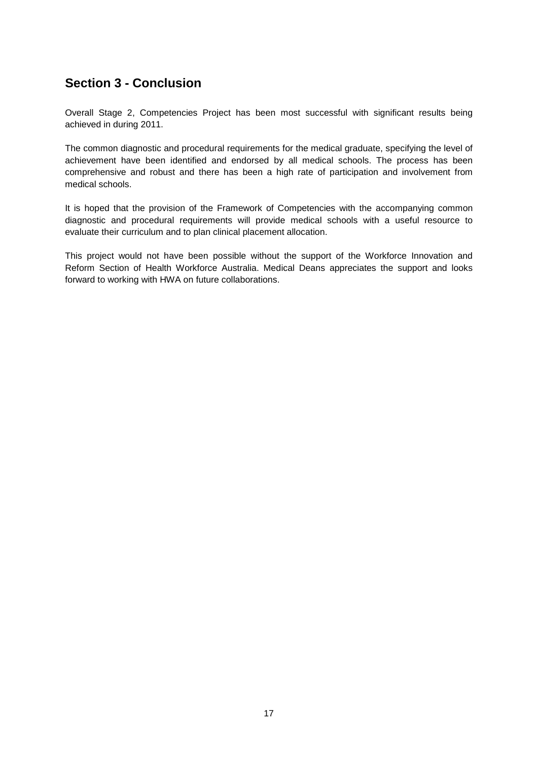## Section 3 - Conclusion

Overall Stage 2, Competencies Project has been most successful with significant results being achieved in during 2011.

The common diagnostic and procedural requirements for the medical graduate, specifying the level of achievement have been identified and endorsed by all medical schools. The process has been comprehensive and robust and there has been a high rate of participation and involvement from medical schools.

It is hoped that the provision of the Framework of Competencies with the accompanying common diagnostic and procedural requirements will provide medical schools with a useful resource to evaluate their curriculum and to plan clinical placement allocation.

This project would not have been possible without the support of the Workforce Innovation and Reform Section of Health Workforce Australia. Medical Deans appreciates the support and looks forward to working with HWA on future collaborations.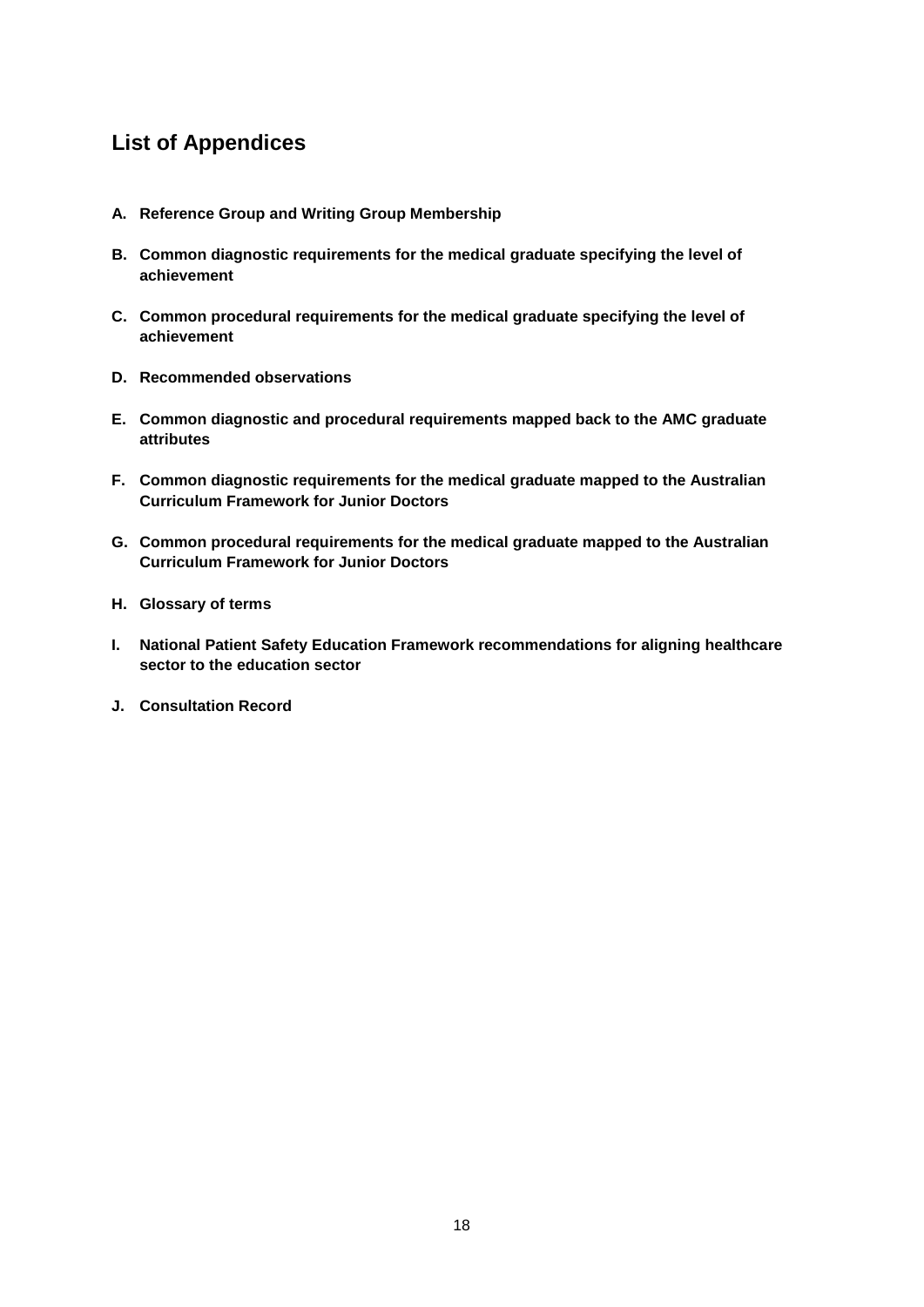## List of Appendices

**A. Reference Group and Writing Group Membership**

**B. Common diagnostic requirements for the medical graduate specifying the level of achievement**

**C. Common procedural requirements for the medical graduate specifying the level of achievement**

**D. Recommended observations**

**E. Common diagnostic and procedural requirements mapped back to the AMC graduate attributes**

**F. Common diagnostic requirements for the medical graduate mapped to the Australian Curriculum Framework for Junior Doctors**

**G. Common procedural requirements for the medical graduate mapped to the Australian Curriculum Framework for Junior Doctors**

**H. Glossary of terms**

**I. National Patient Safety Education Framework recommendations for aligning healthcare sector to the education sector**

**J. Consultation Record**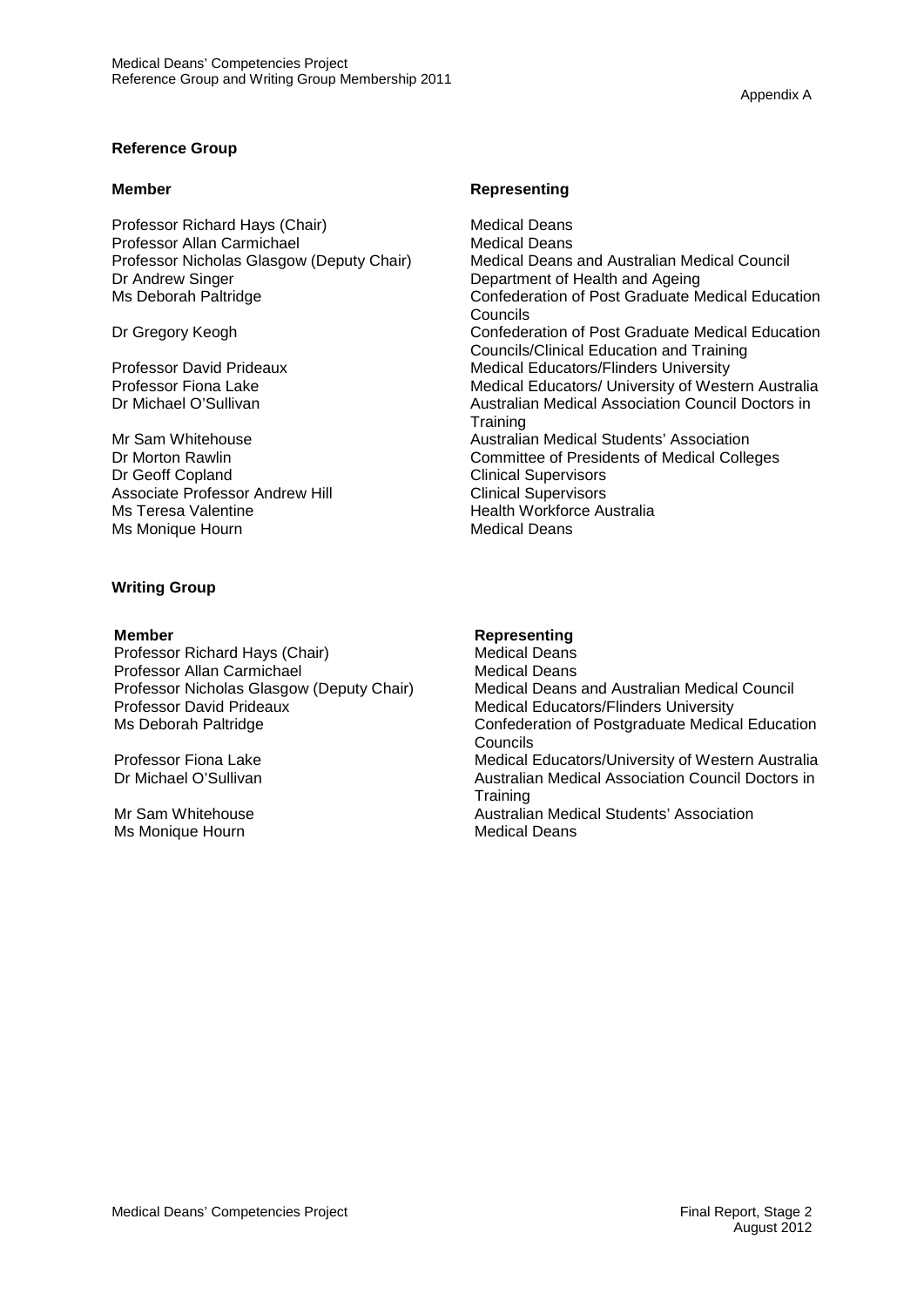Appendix A

Medical Deans' Competencies Project
Reference Group and Writing Group Membership 2011

**Reference Group**

| Member | Representing |
| --- | --- |
| Professor Richard Hays (Chair) | Medical Deans |
| Professor Allan Carmichael | Medical Deans |
| Professor Nicholas Glasgow (Deputy Chair) | Medical Deans and Australian Medical Council |
| Dr Andrew Singer | Department of Health and Ageing |
| Ms Deborah Paltridge | Confederation of Post Graduate Medical Education Councils |
| Dr Gregory Keogh | Confederation of Post Graduate Medical Education Councils/Clinical Education and Training |
| Professor David Prideaux | Medical Educators/Flinders University |
| Professor Fiona Lake | Medical Educators/ University of Western Australia |
| Dr Michael O'Sullivan | Australian Medical Association Council Doctors in Training |
| Mr Sam Whitehouse | Australian Medical Students' Association |
| Dr Morton Rawlin | Committee of Presidents of Medical Colleges |
| Dr Geoff Copland | Clinical Supervisors |
| Associate Professor Andrew Hill | Clinical Supervisors |
| Ms Teresa Valentine | Health Workforce Australia |
| Ms Monique Hourn | Medical Deans |

**Writing Group**

| Member | Representing |
| --- | --- |
| Professor Richard Hays (Chair) | Medical Deans |
| Professor Allan Carmichael | Medical Deans |
| Professor Nicholas Glasgow (Deputy Chair) | Medical Deans and Australian Medical Council |
| Professor David Prideaux | Medical Educators/Flinders University |
| Ms Deborah Paltridge | Confederation of Postgraduate Medical Education Councils |
| Professor Fiona Lake | Medical Educators/University of Western Australia |
| Dr Michael O'Sullivan | Australian Medical Association Council Doctors in Training |
| Mr Sam Whitehouse | Australian Medical Students' Association |
| Ms Monique Hourn | Medical Deans |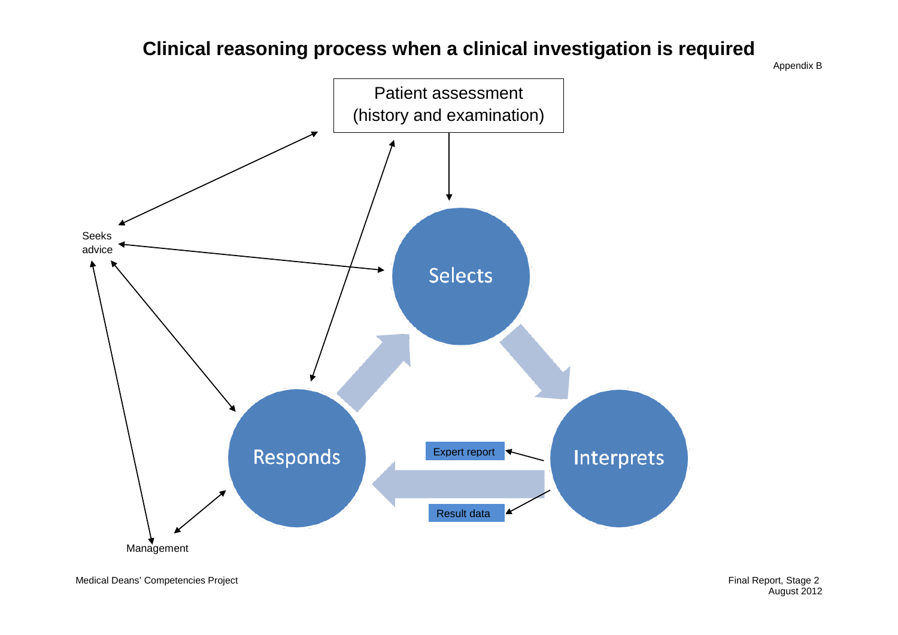# Clinical reasoning process when a clinical investigation is required

Appendix B

Patient assessment (history and examination)

Seeks advice

Selects

Interprets

Responds

Expert report

Result data

Management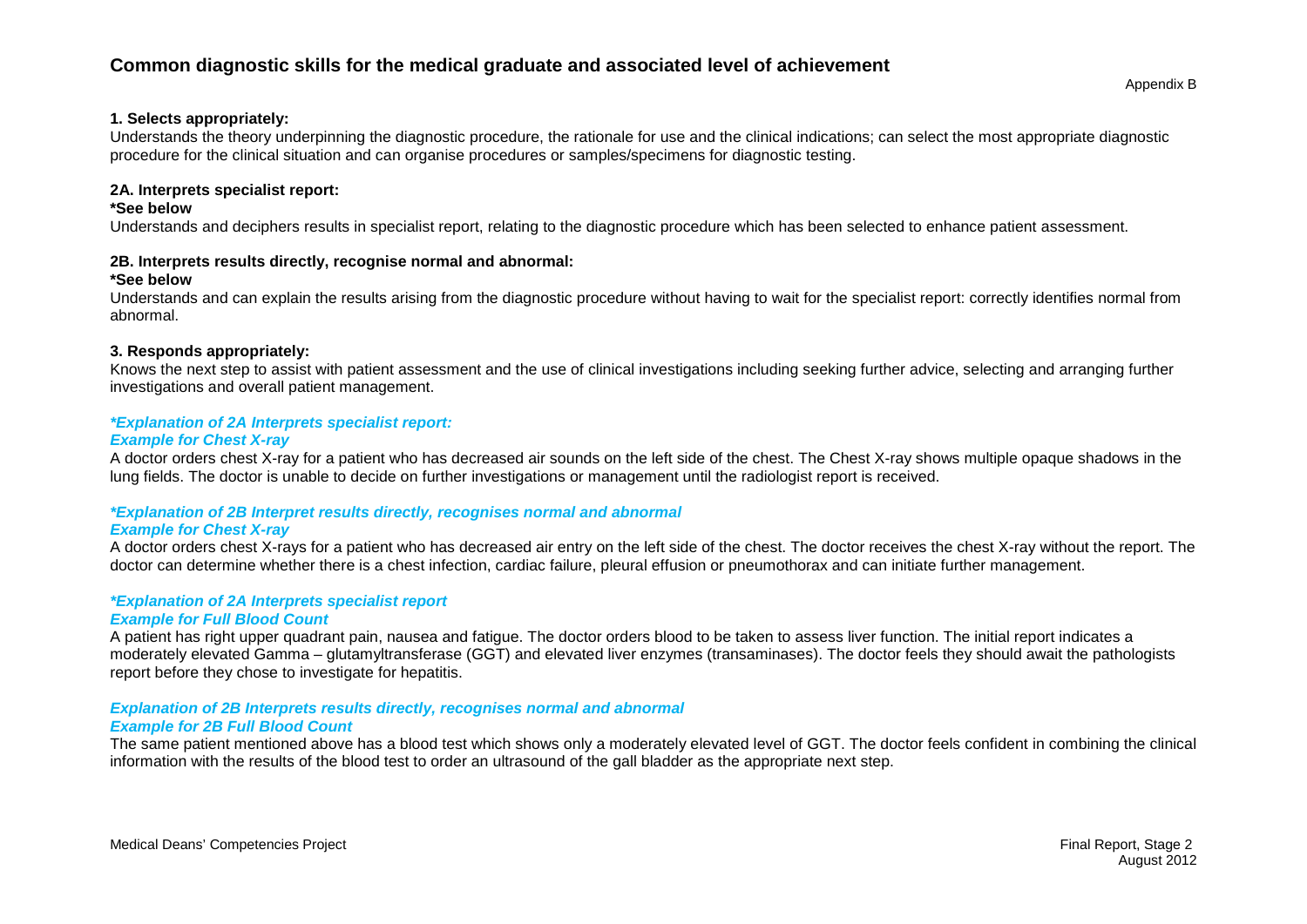# Common diagnostic skills for the medical graduate and associated level of achievement

Appendix B

**1. Selects appropriately:**

Understands the theory underpinning the diagnostic procedure, the rationale for use and the clinical indications; can select the most appropriate diagnostic procedure for the clinical situation and can organise procedures or samples/specimens for diagnostic testing.

**2A. Interprets specialist report:**

**\*See below**

Understands and deciphers results in specialist report, relating to the diagnostic procedure which has been selected to enhance patient assessment.

**2B. Interprets results directly, recognise normal and abnormal:**

**\*See below**

Understands and can explain the results arising from the diagnostic procedure without having to wait for the specialist report: correctly identifies normal from abnormal.

**3. Responds appropriately:**

Knows the next step to assist with patient assessment and the use of clinical investigations including seeking further advice, selecting and arranging further investigations and overall patient management.

***\*Explanation of 2A Interprets specialist report:***

***Example for Chest X-ray***

A doctor orders chest X-ray for a patient who has decreased air sounds on the left side of the chest. The Chest X-ray shows multiple opaque shadows in the lung fields. The doctor is unable to decide on further investigations or management until the radiologist report is received.

***\*Explanation of 2B Interpret results directly, recognises normal and abnormal***

***Example for Chest X-ray***

A doctor orders chest X-rays for a patient who has decreased air entry on the left side of the chest. The doctor receives the chest X-ray without the report. The doctor can determine whether there is a chest infection, cardiac failure, pleural effusion or pneumothorax and can initiate further management.

***\*Explanation of 2A Interprets specialist report***

***Example for Full Blood Count***

A patient has right upper quadrant pain, nausea and fatigue. The doctor orders blood to be taken to assess liver function. The initial report indicates a moderately elevated Gamma – glutamyltransferase (GGT) and elevated liver enzymes (transaminases). The doctor feels they should await the pathologists report before they chose to investigate for hepatitis.

***Explanation of 2B Interprets results directly, recognises normal and abnormal***

***Example for 2B Full Blood Count***

The same patient mentioned above has a blood test which shows only a moderately elevated level of GGT. The doctor feels confident in combining the clinical information with the results of the blood test to order an ultrasound of the gall bladder as the appropriate next step.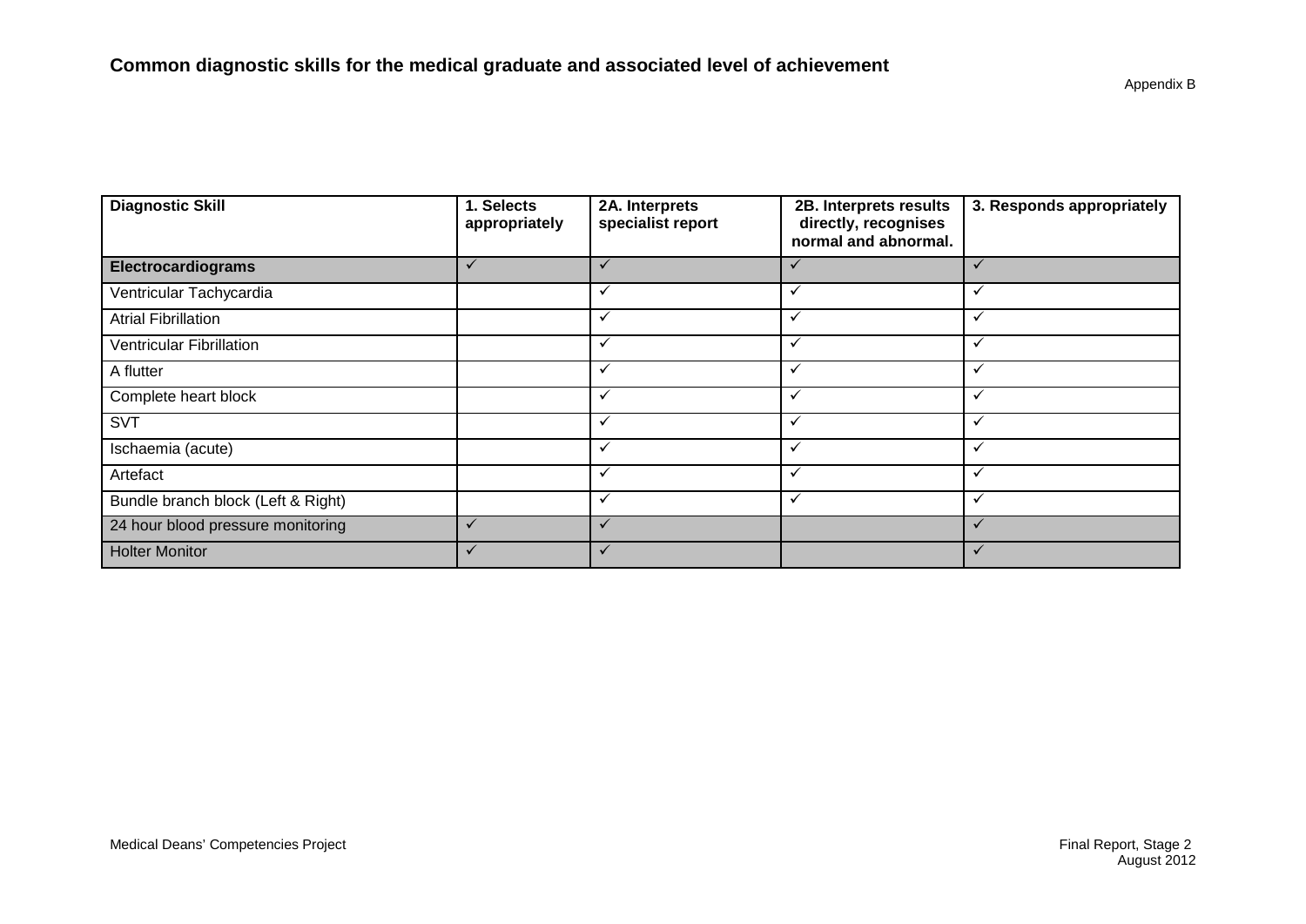# Common diagnostic skills for the medical graduate and associated level of achievement

Appendix B

| Diagnostic Skill | 1. Selects appropriately | 2A. Interprets specialist report | 2B. Interprets results directly, recognises normal and abnormal. | 3. Responds appropriately |
|---|---|---|---|---|
| **Electrocardiograms** | ✓ | ✓ | ✓ | ✓ |
| Ventricular Tachycardia | | ✓ | ✓ | ✓ |
| Atrial Fibrillation | | ✓ | ✓ | ✓ |
| Ventricular Fibrillation | | ✓ | ✓ | ✓ |
| A flutter | | ✓ | ✓ | ✓ |
| Complete heart block | | ✓ | ✓ | ✓ |
| SVT | | ✓ | ✓ | ✓ |
| Ischaemia (acute) | | ✓ | ✓ | ✓ |
| Artefact | | ✓ | ✓ | ✓ |
| Bundle branch block (Left & Right) | | ✓ | ✓ | ✓ |
| 24 hour blood pressure monitoring | ✓ | ✓ | | ✓ |
| Holter Monitor | ✓ | ✓ | | ✓ |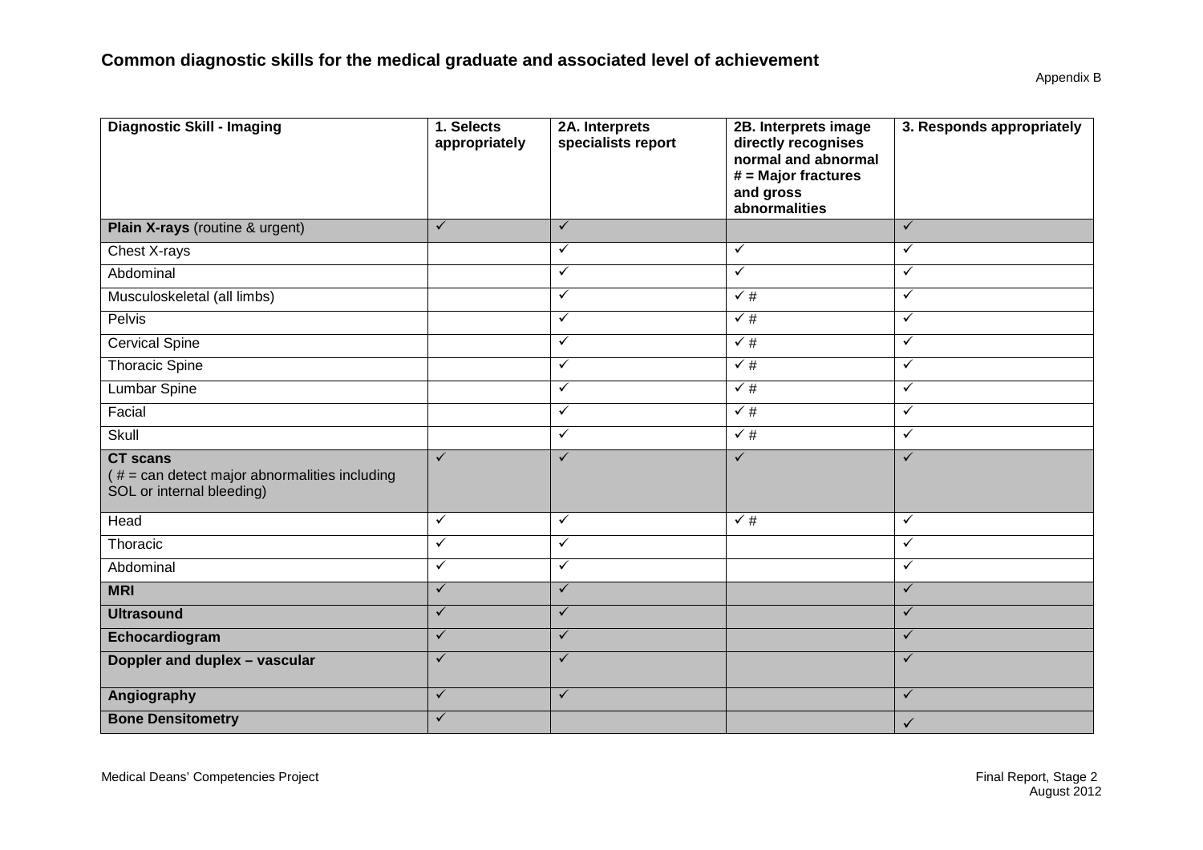## Common diagnostic skills for the medical graduate and associated level of achievement

Appendix B

| Diagnostic Skill - Imaging | 1. Selects appropriately | 2A. Interprets specialists report | 2B. Interprets image directly recognises normal and abnormal # = Major fractures and gross abnormalities | 3. Responds appropriately |
|---|---|---|---|---|
| **Plain X-rays** (routine & urgent) | ✓ | ✓ | | ✓ |
| Chest X-rays | | ✓ | ✓ | ✓ |
| Abdominal | | ✓ | ✓ | ✓ |
| Musculoskeletal (all limbs) | | ✓ | ✓ # | ✓ |
| Pelvis | | ✓ | ✓ # | ✓ |
| Cervical Spine | | ✓ | ✓ # | ✓ |
| Thoracic Spine | | ✓ | ✓ # | ✓ |
| Lumbar Spine | | ✓ | ✓ # | ✓ |
| Facial | | ✓ | ✓ # | ✓ |
| Skull | | ✓ | ✓ # | ✓ |
| **CT scans** ( # = can detect major abnormalities including SOL or internal bleeding) | ✓ | ✓ | ✓ | ✓ |
| Head | ✓ | ✓ | ✓ # | ✓ |
| Thoracic | ✓ | ✓ | | ✓ |
| Abdominal | ✓ | ✓ | | ✓ |
| **MRI** | ✓ | ✓ | | ✓ |
| **Ultrasound** | ✓ | ✓ | | ✓ |
| **Echocardiogram** | ✓ | ✓ | | ✓ |
| **Doppler and duplex – vascular** | ✓ | ✓ | | ✓ |
| **Angiography** | ✓ | ✓ | | ✓ |
| **Bone Densitometry** | ✓ | | | ✓ |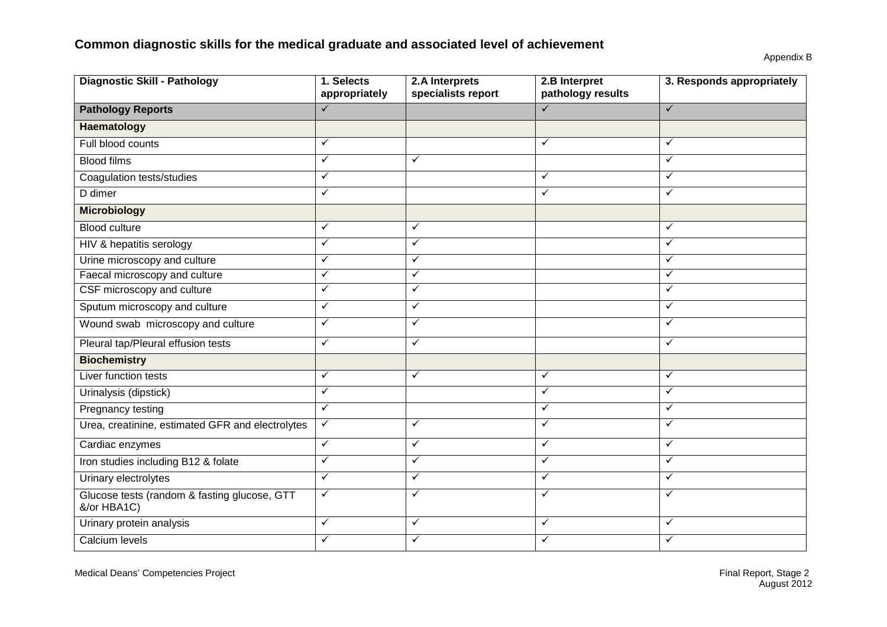## Common diagnostic skills for the medical graduate and associated level of achievement

Appendix B

| Diagnostic Skill - Pathology | 1. Selects appropriately | 2.A Interprets specialists report | 2.B Interpret pathology results | 3. Responds appropriately |
|---|---|---|---|---|
| **Pathology Reports** | ✓ | | ✓ | ✓ |
| **Haematology** | | | | |
| Full blood counts | ✓ | | ✓ | ✓ |
| Blood films | ✓ | ✓ | | ✓ |
| Coagulation tests/studies | ✓ | | ✓ | ✓ |
| D dimer | ✓ | | ✓ | ✓ |
| **Microbiology** | | | | |
| Blood culture | ✓ | ✓ | | ✓ |
| HIV & hepatitis serology | ✓ | ✓ | | ✓ |
| Urine microscopy and culture | ✓ | ✓ | | ✓ |
| Faecal microscopy and culture | ✓ | ✓ | | ✓ |
| CSF microscopy and culture | ✓ | ✓ | | ✓ |
| Sputum microscopy and culture | ✓ | ✓ | | ✓ |
| Wound swab microscopy and culture | ✓ | ✓ | | ✓ |
| Pleural tap/Pleural effusion tests | ✓ | ✓ | | ✓ |
| **Biochemistry** | | | | |
| Liver function tests | ✓ | ✓ | ✓ | ✓ |
| Urinalysis (dipstick) | ✓ | | ✓ | ✓ |
| Pregnancy testing | ✓ | | ✓ | ✓ |
| Urea, creatinine, estimated GFR and electrolytes | ✓ | ✓ | ✓ | ✓ |
| Cardiac enzymes | ✓ | ✓ | ✓ | ✓ |
| Iron studies including B12 & folate | ✓ | ✓ | ✓ | ✓ |
| Urinary electrolytes | ✓ | ✓ | ✓ | ✓ |
| Glucose tests (random & fasting glucose, GTT &/or HBA1C) | ✓ | ✓ | ✓ | ✓ |
| Urinary protein analysis | ✓ | ✓ | ✓ | ✓ |
| Calcium levels | ✓ | ✓ | ✓ | ✓ |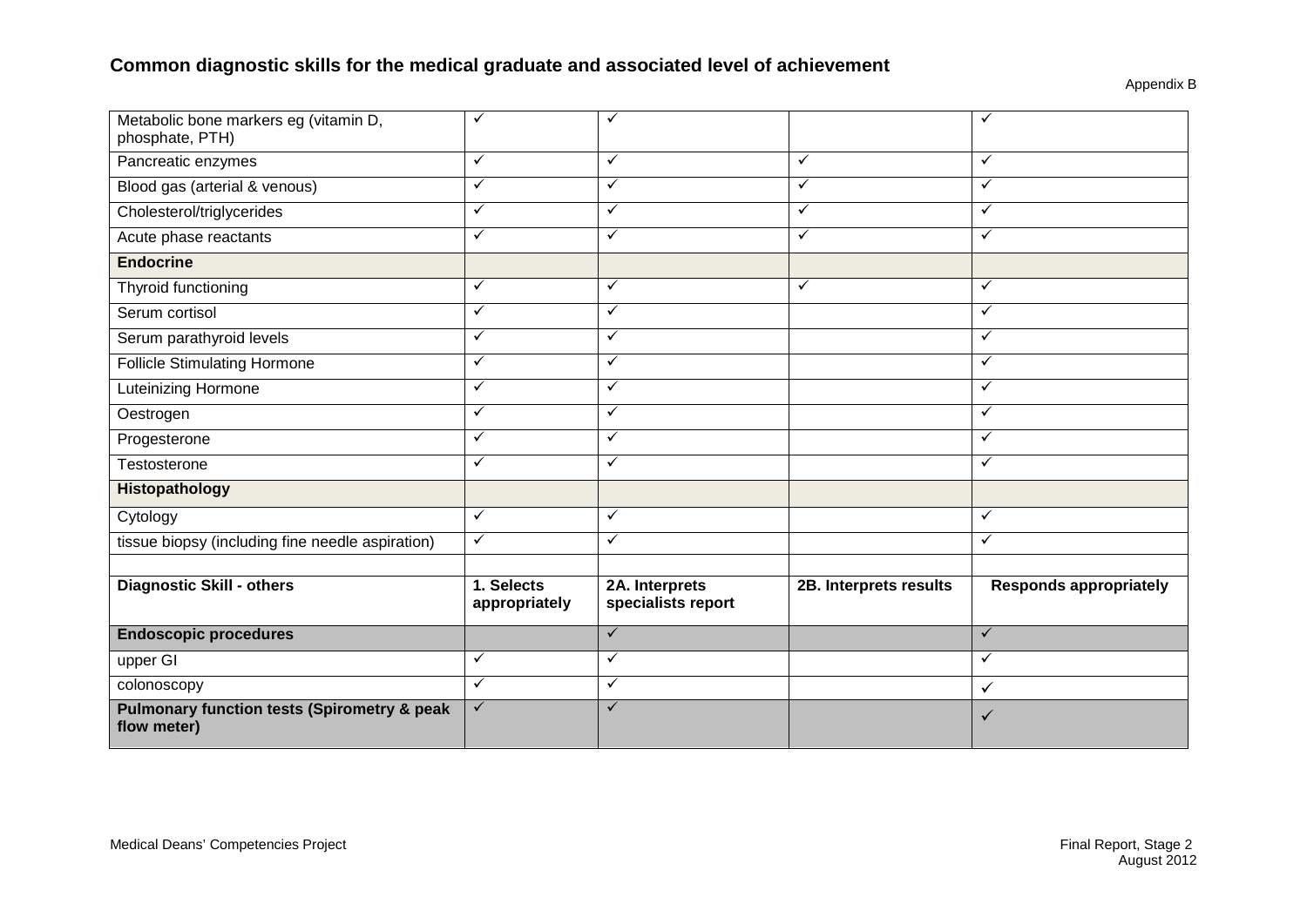## Common diagnostic skills for the medical graduate and associated level of achievement

Appendix B

| | | | | |
|---|---|---|---|---|
| Metabolic bone markers eg (vitamin D, phosphate, PTH) | ✓ | ✓ | | ✓ |
| Pancreatic enzymes | ✓ | ✓ | ✓ | ✓ |
| Blood gas (arterial & venous) | ✓ | ✓ | ✓ | ✓ |
| Cholesterol/triglycerides | ✓ | ✓ | ✓ | ✓ |
| Acute phase reactants | ✓ | ✓ | ✓ | ✓ |
| **Endocrine** | | | | |
| Thyroid functioning | ✓ | ✓ | ✓ | ✓ |
| Serum cortisol | ✓ | ✓ | | ✓ |
| Serum parathyroid levels | ✓ | ✓ | | ✓ |
| Follicle Stimulating Hormone | ✓ | ✓ | | ✓ |
| Luteinizing Hormone | ✓ | ✓ | | ✓ |
| Oestrogen | ✓ | ✓ | | ✓ |
| Progesterone | ✓ | ✓ | | ✓ |
| Testosterone | ✓ | ✓ | | ✓ |
| **Histopathology** | | | | |
| Cytology | ✓ | ✓ | | ✓ |
| tissue biopsy (including fine needle aspiration) | ✓ | ✓ | | ✓ |
| | | | | |
| **Diagnostic Skill - others** | **1. Selects appropriately** | **2A. Interprets specialists report** | **2B. Interprets results** | **Responds appropriately** |
| **Endoscopic procedures** | | ✓ | | ✓ |
| upper GI | ✓ | ✓ | | ✓ |
| colonoscopy | ✓ | ✓ | | ✓ |
| **Pulmonary function tests (Spirometry & peak flow meter)** | ✓ | ✓ | | ✓ |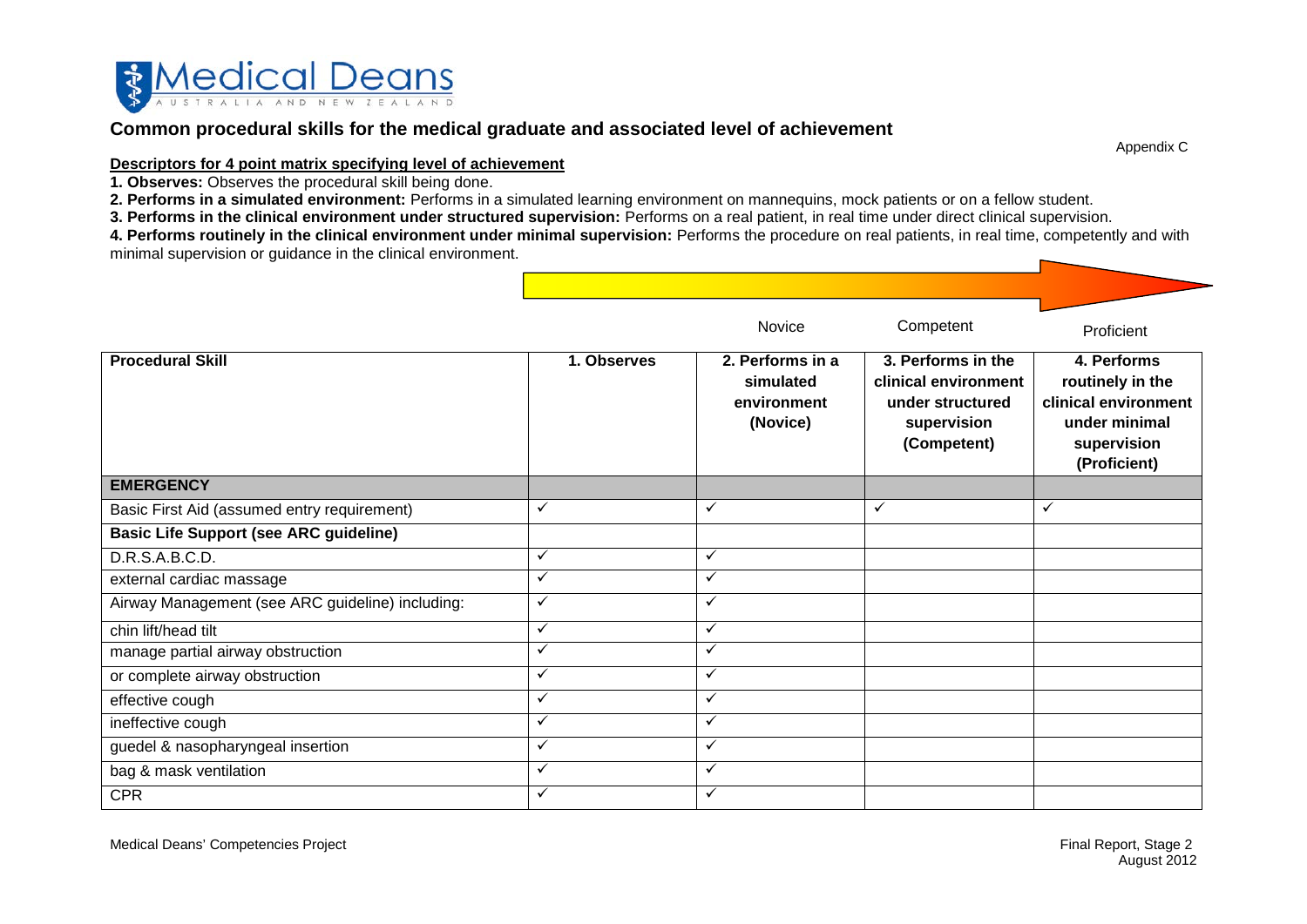**Medical Deans** AUSTRALIA AND NEW ZEALAND

## Common procedural skills for the medical graduate and associated level of achievement

Appendix C

**Descriptors for 4 point matrix specifying level of achievement**

**1. Observes:** Observes the procedural skill being done.

**2. Performs in a simulated environment:** Performs in a simulated learning environment on mannequins, mock patients or on a fellow student.

**3. Performs in the clinical environment under structured supervision:** Performs on a real patient, in real time under direct clinical supervision.

**4. Performs routinely in the clinical environment under minimal supervision:** Performs the procedure on real patients, in real time, competently and with minimal supervision or guidance in the clinical environment.

Novice → Competent → Proficient

| Procedural Skill | 1. Observes | 2. Performs in a simulated environment (Novice) | 3. Performs in the clinical environment under structured supervision (Competent) | 4. Performs routinely in the clinical environment under minimal supervision (Proficient) |
|---|---|---|---|---|
| **EMERGENCY** | | | | |
| Basic First Aid (assumed entry requirement) | ✓ | ✓ | ✓ | ✓ |
| **Basic Life Support (see ARC guideline)** | | | | |
| D.R.S.A.B.C.D. | ✓ | ✓ | | |
| external cardiac massage | ✓ | ✓ | | |
| Airway Management (see ARC guideline) including: | ✓ | ✓ | | |
| chin lift/head tilt | ✓ | ✓ | | |
| manage partial airway obstruction | ✓ | ✓ | | |
| or complete airway obstruction | ✓ | ✓ | | |
| effective cough | ✓ | ✓ | | |
| ineffective cough | ✓ | ✓ | | |
| guedel & nasopharyngeal insertion | ✓ | ✓ | | |
| bag & mask ventilation | ✓ | ✓ | | |
| CPR | ✓ | ✓ | | |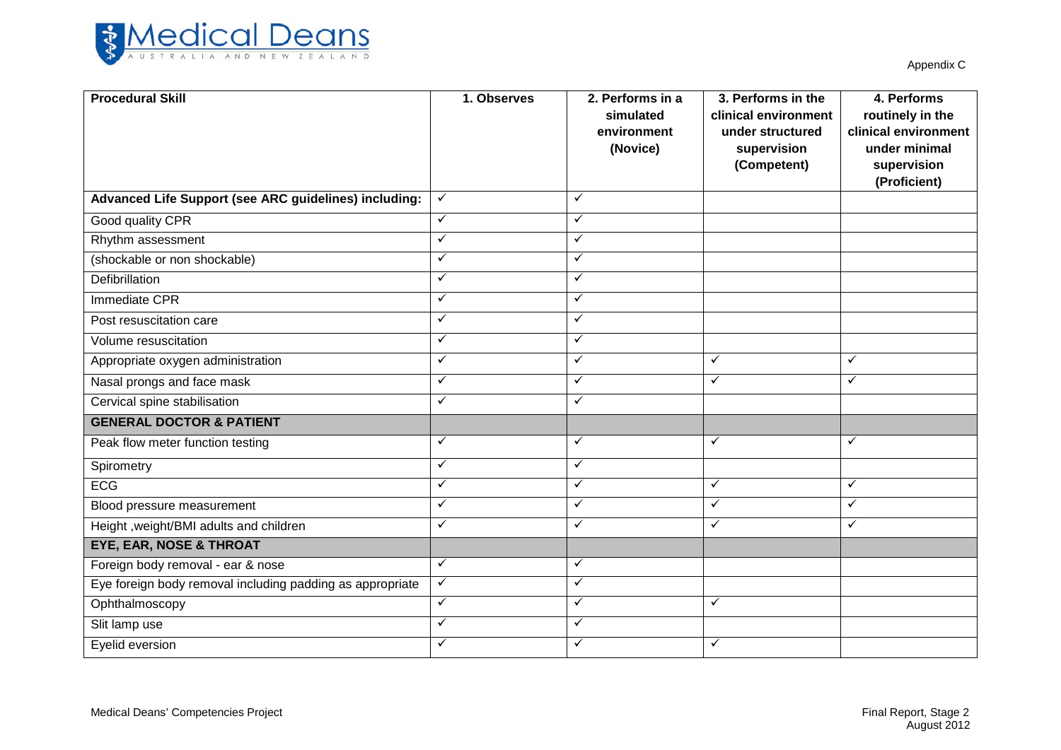Appendix C

| Procedural Skill | 1. Observes | 2. Performs in a simulated environment (Novice) | 3. Performs in the clinical environment under structured supervision (Competent) | 4. Performs routinely in the clinical environment under minimal supervision (Proficient) |
|---|---|---|---|---|
| **Advanced Life Support (see ARC guidelines) including:** | ✓ | ✓ | | |
| Good quality CPR | ✓ | ✓ | | |
| Rhythm assessment | ✓ | ✓ | | |
| (shockable or non shockable) | ✓ | ✓ | | |
| Defibrillation | ✓ | ✓ | | |
| Immediate CPR | ✓ | ✓ | | |
| Post resuscitation care | ✓ | ✓ | | |
| Volume resuscitation | ✓ | ✓ | | |
| Appropriate oxygen administration | ✓ | ✓ | ✓ | ✓ |
| Nasal prongs and face mask | ✓ | ✓ | ✓ | ✓ |
| Cervical spine stabilisation | ✓ | ✓ | | |
| **GENERAL DOCTOR & PATIENT** | | | | |
| Peak flow meter function testing | ✓ | ✓ | ✓ | ✓ |
| Spirometry | ✓ | ✓ | | |
| ECG | ✓ | ✓ | ✓ | ✓ |
| Blood pressure measurement | ✓ | ✓ | ✓ | ✓ |
| Height ,weight/BMI adults and children | ✓ | ✓ | ✓ | ✓ |
| **EYE, EAR, NOSE & THROAT** | | | | |
| Foreign body removal - ear & nose | ✓ | ✓ | | |
| Eye foreign body removal including padding as appropriate | ✓ | ✓ | | |
| Ophthalmoscopy | ✓ | ✓ | ✓ | |
| Slit lamp use | ✓ | ✓ | | |
| Eyelid eversion | ✓ | ✓ | ✓ | |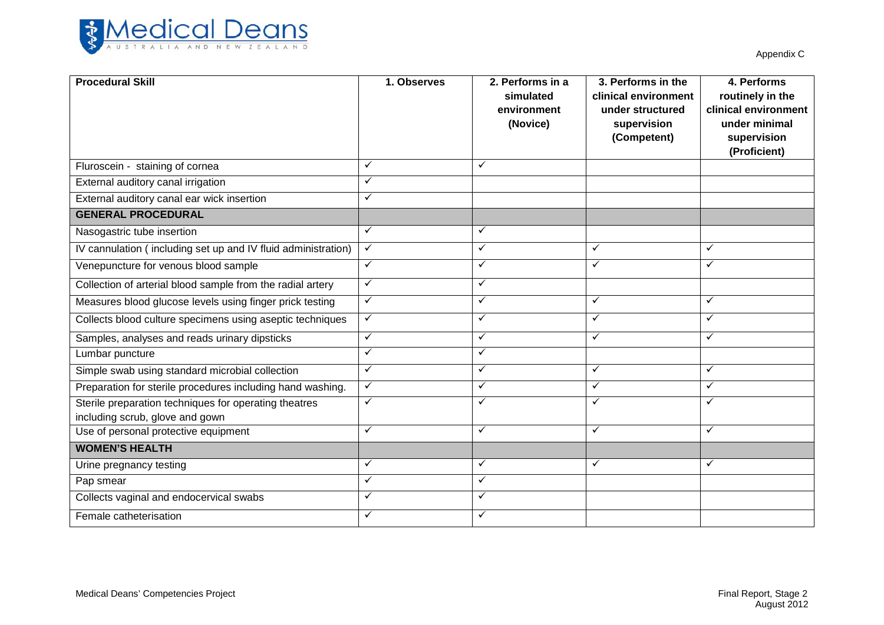Appendix C

| Procedural Skill | 1. Observes | 2. Performs in a simulated environment (Novice) | 3. Performs in the clinical environment under structured supervision (Competent) | 4. Performs routinely in the clinical environment under minimal supervision (Proficient) |
|---|---|---|---|---|
| Fluroscein - staining of cornea | ✓ | ✓ | | |
| External auditory canal irrigation | ✓ | | | |
| External auditory canal ear wick insertion | ✓ | | | |
| **GENERAL PROCEDURAL** | | | | |
| Nasogastric tube insertion | ✓ | ✓ | | |
| IV cannulation ( including set up and IV fluid administration) | ✓ | ✓ | ✓ | ✓ |
| Venepuncture for venous blood sample | ✓ | ✓ | ✓ | ✓ |
| Collection of arterial blood sample from the radial artery | ✓ | ✓ | | |
| Measures blood glucose levels using finger prick testing | ✓ | ✓ | ✓ | ✓ |
| Collects blood culture specimens using aseptic techniques | ✓ | ✓ | ✓ | ✓ |
| Samples, analyses and reads urinary dipsticks | ✓ | ✓ | ✓ | ✓ |
| Lumbar puncture | ✓ | ✓ | | |
| Simple swab using standard microbial collection | ✓ | ✓ | ✓ | ✓ |
| Preparation for sterile procedures including hand washing. | ✓ | ✓ | ✓ | ✓ |
| Sterile preparation techniques for operating theatres including scrub, glove and gown | ✓ | ✓ | ✓ | ✓ |
| Use of personal protective equipment | ✓ | ✓ | ✓ | ✓ |
| **WOMEN'S HEALTH** | | | | |
| Urine pregnancy testing | ✓ | ✓ | ✓ | ✓ |
| Pap smear | ✓ | ✓ | | |
| Collects vaginal and endocervical swabs | ✓ | ✓ | | |
| Female catheterisation | ✓ | ✓ | | |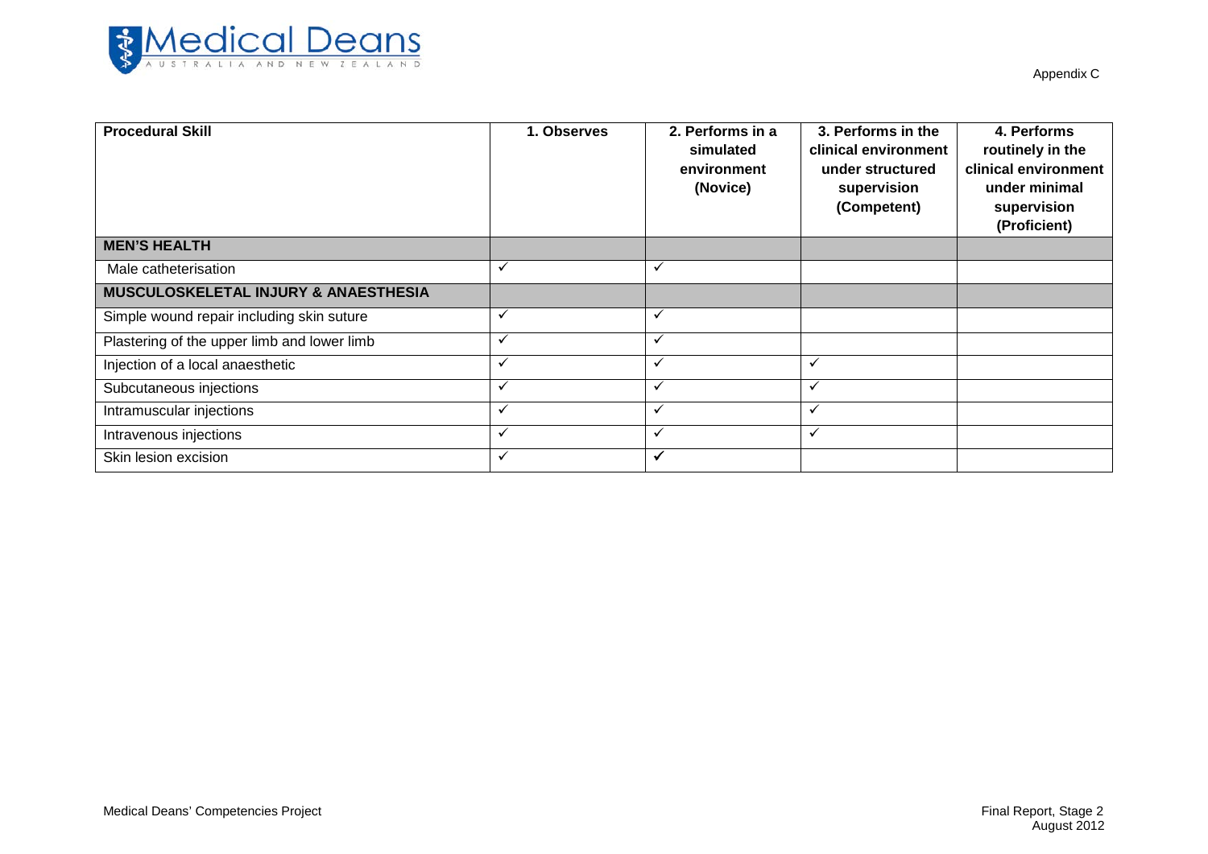Appendix C

| Procedural Skill | 1. Observes | 2. Performs in a simulated environment (Novice) | 3. Performs in the clinical environment under structured supervision (Competent) | 4. Performs routinely in the clinical environment under minimal supervision (Proficient) |
|---|---|---|---|---|
| **MEN'S HEALTH** | | | | |
| Male catheterisation | ✓ | ✓ | | |
| **MUSCULOSKELETAL INJURY & ANAESTHESIA** | | | | |
| Simple wound repair including skin suture | ✓ | ✓ | | |
| Plastering of the upper limb and lower limb | ✓ | ✓ | | |
| Injection of a local anaesthetic | ✓ | ✓ | ✓ | |
| Subcutaneous injections | ✓ | ✓ | ✓ | |
| Intramuscular injections | ✓ | ✓ | ✓ | |
| Intravenous injections | ✓ | ✓ | ✓ | |
| Skin lesion excision | ✓ | ✓ | | |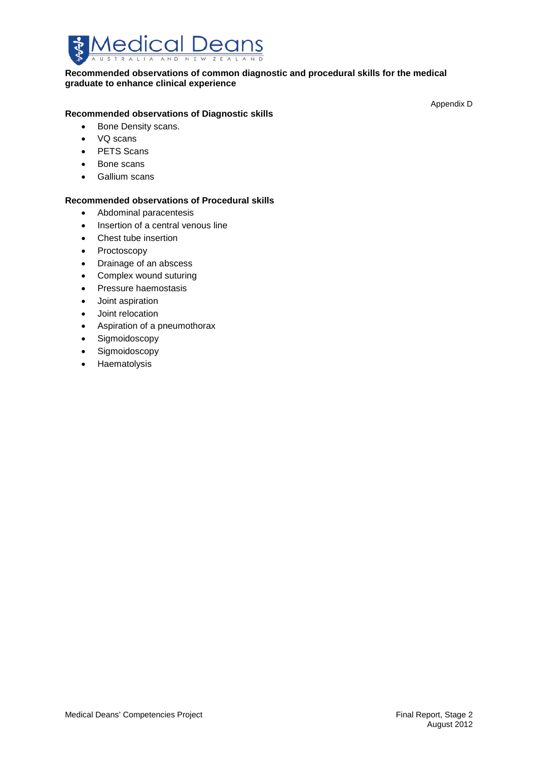**Recommended observations of common diagnostic and procedural skills for the medical graduate to enhance clinical experience**

Appendix D

**Recommended observations of Diagnostic skills**

- Bone Density scans.
- VQ scans
- PETS Scans
- Bone scans
- Gallium scans

**Recommended observations of Procedural skills**

- Abdominal paracentesis
- Insertion of a central venous line
- Chest tube insertion
- Proctoscopy
- Drainage of an abscess
- Complex wound suturing
- Pressure haemostasis
- Joint aspiration
- Joint relocation
- Aspiration of a pneumothorax
- Sigmoidoscopy
- Sigmoidoscopy
- Haematolysis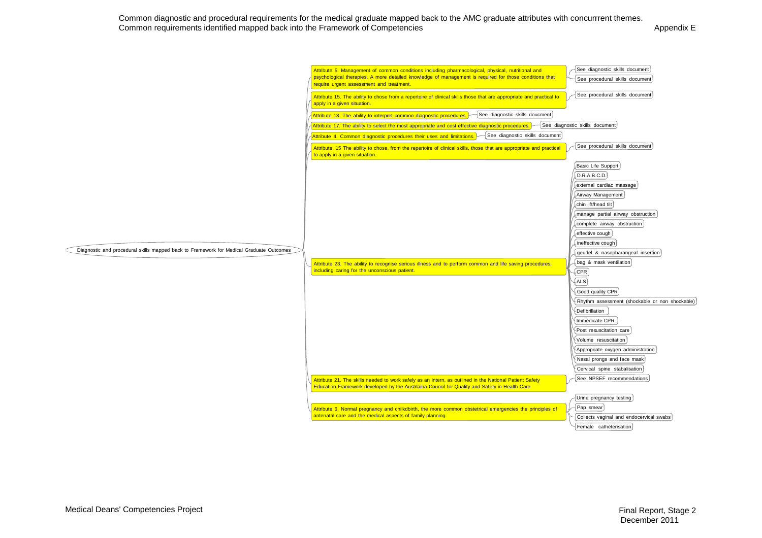Common diagnostic and procedural requirements for the medical graduate mapped back to the AMC graduate attributes with concurrrent themes.
Common requirements identified mapped back into the Framework of Competencies

Appendix E

**Diagnostic and procedural skills mapped back to Framework for Medical Graduate Outcomes**

- Attribute 5. Management of common conditions including pharmacological, physical, nutritional and psychological therapies. A more detailed knowledge of management is required for those conditions that require urgent assessment and treatment.
  - See diagnostic skills document
  - See procedural skills document
- Attribute 15. The ability to chose from a repertoire of clinical skills those that are appropriate and practical to apply in a given situation.
  - See procedural skills document
- Attribute 18. The ability to interpret common diagnostic procedures.
  - See diagnostic skills doucment
- Attribute 17. The ability to select the most appropriate and cost effective diagnostic procedures.
  - See diagnostic skills document
- Attribute 4. Common diagnostic procedures their uses and limitations.
  - See diagnostic skills document
- Attribute. 15 The ability to chose, from the repertoire of clinical skills, those that are appropriate and practical to apply in a given situation.
  - See procedural skills document
- Attribute 23. The ability to recognise serious illness and to perform common and life saving procedures, including caring for the unconscious patient.
  - Basic Life Support
  - D.R.A.B.C.D.
  - external cardiac massage
  - Airway Management
  - chin lift/head tilt
  - manage partial airway obstruction
  - complete airway obstruction
  - effective cough
  - ineffective cough
  - geudel & nasopharangeal insertion
  - bag & mask ventilation
  - CPR
  - ALS
  - Good quality CPR
  - Rhythm assessment (shockable or non shockable)
  - Defibrillation
  - Immecidate CPR
  - Post resuscitation care
  - Volume resuscitation
  - Appropriate oxygen administration
  - Nasal prongs and face mask
  - Cervical spine stabalisation
- Attribute 21. The skills needed to work safely as an intern, as outlined in the National Patient Safety Education Framework developed by the Austrlaina Council for Quality and Safety in Health Care
  - See NPSEF recommendations
- Attribute 6. Normal pregnancy and chilkdbirth, the more common obstetrical emergencies the principles of antenatal care and the medical aspects of family planning.
  - Urine pregnancy testing
  - Pap smear
  - Collects vaginal and endocervical swabs
  - Female catheterisation

Medical Deans' Competencies Project

Final Report, Stage 2
December 2011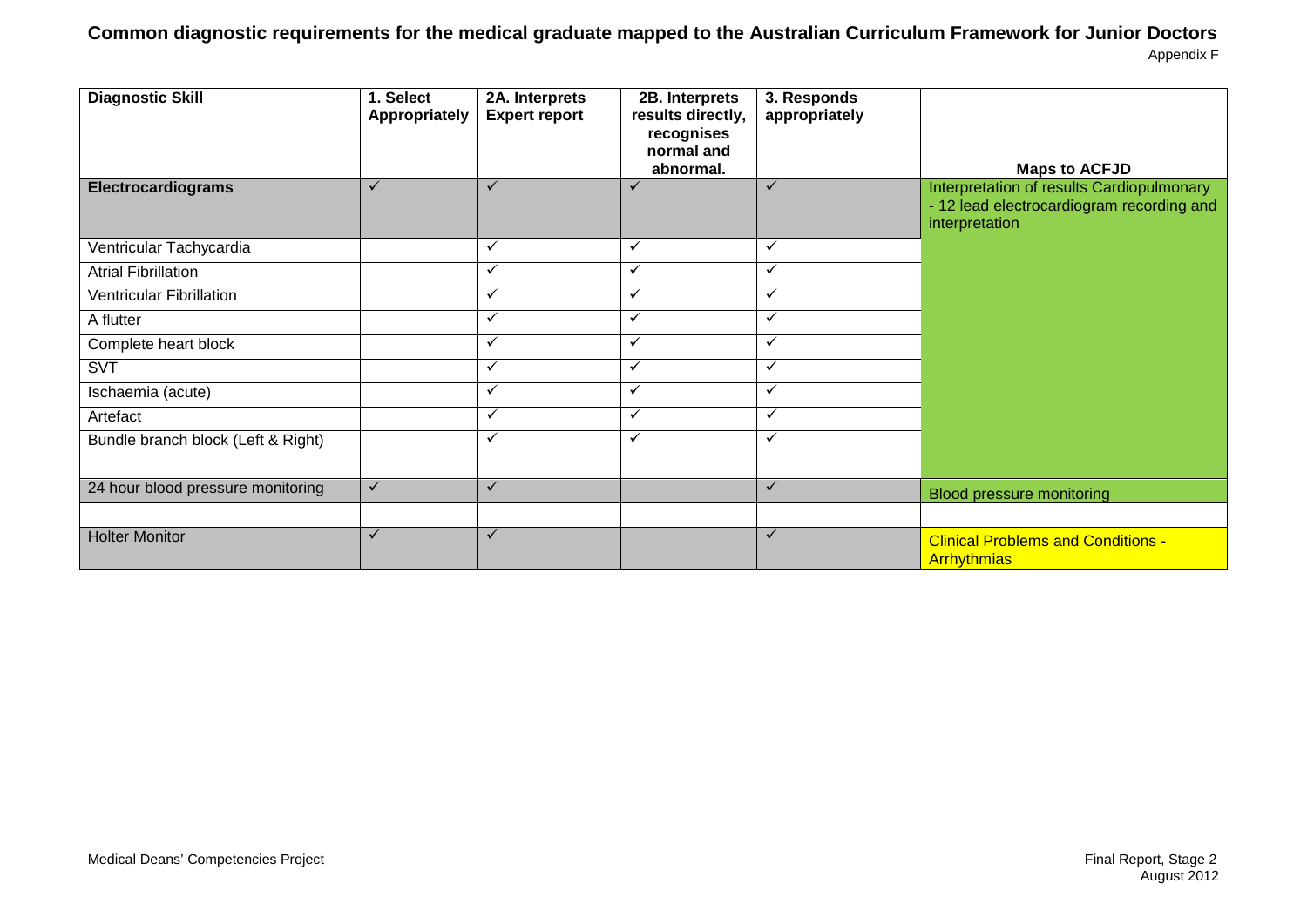# Common diagnostic requirements for the medical graduate mapped to the Australian Curriculum Framework for Junior Doctors

Appendix F

| Diagnostic Skill | 1. Select Appropriately | 2A. Interprets Expert report | 2B. Interprets results directly, recognises normal and abnormal. | 3. Responds appropriately | Maps to ACFJD |
|---|---|---|---|---|---|
| **Electrocardiograms** | ✓ | ✓ | ✓ | ✓ | Interpretation of results Cardiopulmonary - 12 lead electrocardiogram recording and interpretation |
| Ventricular Tachycardia | | ✓ | ✓ | ✓ | |
| Atrial Fibrillation | | ✓ | ✓ | ✓ | |
| Ventricular Fibrillation | | ✓ | ✓ | ✓ | |
| A flutter | | ✓ | ✓ | ✓ | |
| Complete heart block | | ✓ | ✓ | ✓ | |
| SVT | | ✓ | ✓ | ✓ | |
| Ischaemia (acute) | | ✓ | ✓ | ✓ | |
| Artefact | | ✓ | ✓ | ✓ | |
| Bundle branch block (Left & Right) | | ✓ | ✓ | ✓ | |
| | | | | | |
| 24 hour blood pressure monitoring | ✓ | ✓ | | ✓ | Blood pressure monitoring |
| | | | | | |
| Holter Monitor | ✓ | ✓ | | ✓ | Clinical Problems and Conditions - Arrhythmias |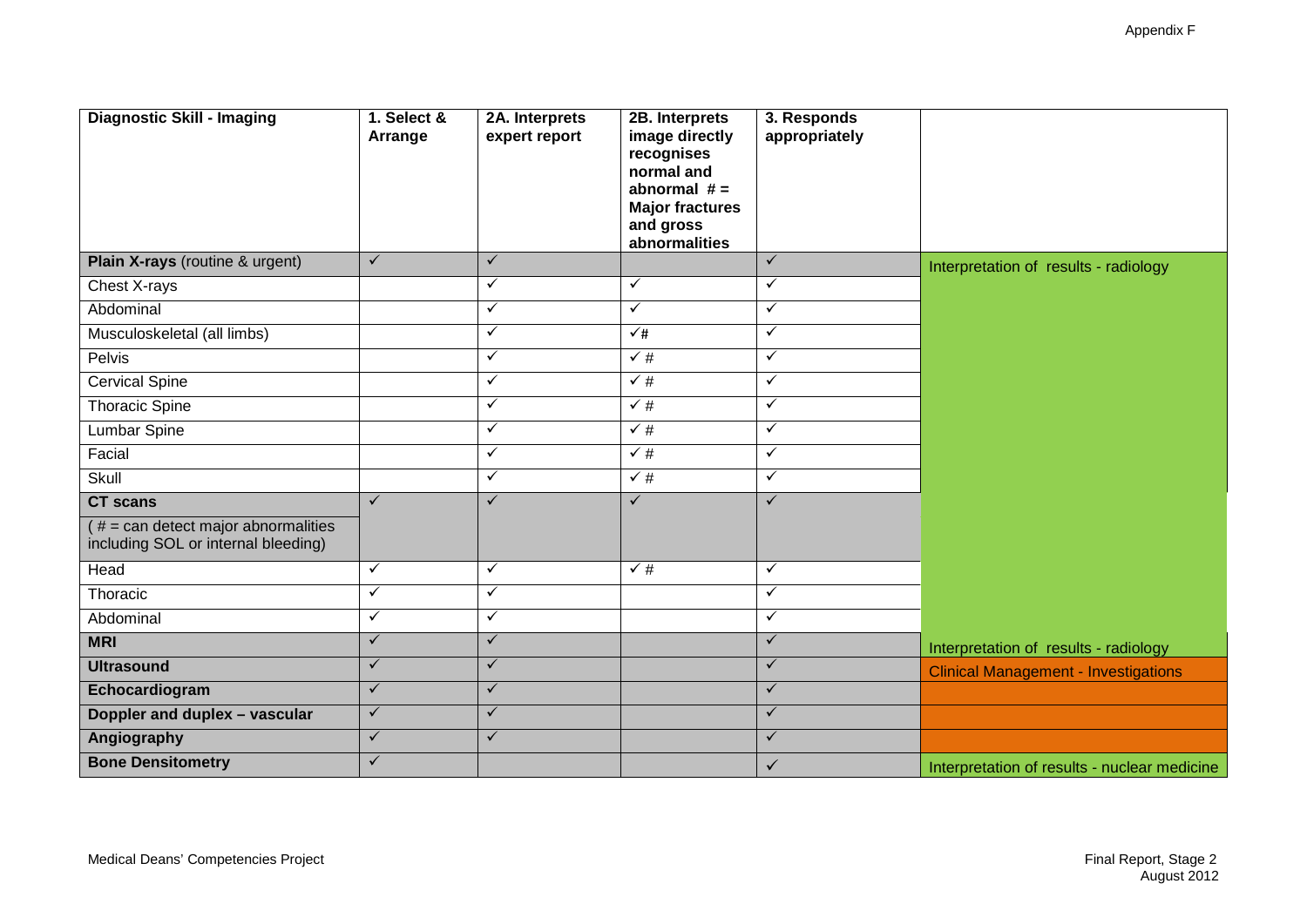| Diagnostic Skill - Imaging | 1. Select & Arrange | 2A. Interprets expert report | 2B. Interprets image directly recognises normal and abnormal # = Major fractures and gross abnormalities | 3. Responds appropriately | |
|---|---|---|---|---|---|
| **Plain X-rays** (routine & urgent) | ✓ | ✓ | | ✓ | Interpretation of results - radiology |
| Chest X-rays | | ✓ | ✓ | ✓ | |
| Abdominal | | ✓ | ✓ | ✓ | |
| Musculoskeletal (all limbs) | | ✓ | ✓# | ✓ | |
| Pelvis | | ✓ | ✓ # | ✓ | |
| Cervical Spine | | ✓ | ✓ # | ✓ | |
| Thoracic Spine | | ✓ | ✓ # | ✓ | |
| Lumbar Spine | | ✓ | ✓ # | ✓ | |
| Facial | | ✓ | ✓ # | ✓ | |
| Skull | | ✓ | ✓ # | ✓ | |
| **CT scans** ( # = can detect major abnormalities including SOL or internal bleeding) | ✓ | ✓ | ✓ | ✓ | |
| Head | ✓ | ✓ | ✓ # | ✓ | |
| Thoracic | ✓ | ✓ | | ✓ | |
| Abdominal | ✓ | ✓ | | ✓ | |
| **MRI** | ✓ | ✓ | | ✓ | Interpretation of results - radiology |
| **Ultrasound** | ✓ | ✓ | | ✓ | Clinical Management - Investigations |
| **Echocardiogram** | ✓ | ✓ | | ✓ | |
| **Doppler and duplex – vascular** | ✓ | ✓ | | ✓ | |
| **Angiography** | ✓ | ✓ | | ✓ | |
| **Bone Densitometry** | ✓ | | | ✓ | Interpretation of results - nuclear medicine |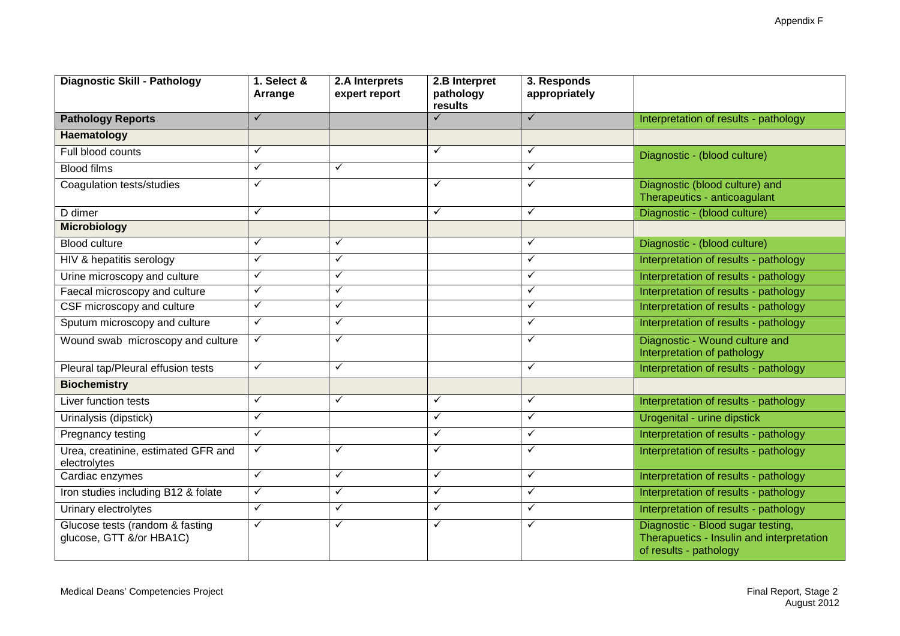| Diagnostic Skill - Pathology | 1. Select & Arrange | 2.A Interprets expert report | 2.B Interpret pathology results | 3. Responds appropriately | |
|---|---|---|---|---|---|
| **Pathology Reports** | ✓ | | ✓ | ✓ | Interpretation of results - pathology |
| **Haematology** | | | | | |
| Full blood counts | ✓ | | ✓ | ✓ | Diagnostic - (blood culture) |
| Blood films | ✓ | ✓ | | ✓ | |
| Coagulation tests/studies | ✓ | | ✓ | ✓ | Diagnostic (blood culture) and Therapeutics - anticoagulant |
| D dimer | ✓ | | ✓ | ✓ | Diagnostic - (blood culture) |
| **Microbiology** | | | | | |
| Blood culture | ✓ | ✓ | | ✓ | Diagnostic - (blood culture) |
| HIV & hepatitis serology | ✓ | ✓ | | ✓ | Interpretation of results - pathology |
| Urine microscopy and culture | ✓ | ✓ | | ✓ | Interpretation of results - pathology |
| Faecal microscopy and culture | ✓ | ✓ | | ✓ | Interpretation of results - pathology |
| CSF microscopy and culture | ✓ | ✓ | | ✓ | Interpretation of results - pathology |
| Sputum microscopy and culture | ✓ | ✓ | | ✓ | Interpretation of results - pathology |
| Wound swab microscopy and culture | ✓ | ✓ | | ✓ | Diagnostic - Wound culture and Interpretation of pathology |
| Pleural tap/Pleural effusion tests | ✓ | ✓ | | ✓ | Interpretation of results - pathology |
| **Biochemistry** | | | | | |
| Liver function tests | ✓ | ✓ | ✓ | ✓ | Interpretation of results - pathology |
| Urinalysis (dipstick) | ✓ | | ✓ | ✓ | Urogenital - urine dipstick |
| Pregnancy testing | ✓ | | ✓ | ✓ | Interpretation of results - pathology |
| Urea, creatinine, estimated GFR and electrolytes | ✓ | ✓ | ✓ | ✓ | Interpretation of results - pathology |
| Cardiac enzymes | ✓ | ✓ | ✓ | ✓ | Interpretation of results - pathology |
| Iron studies including B12 & folate | ✓ | ✓ | ✓ | ✓ | Interpretation of results - pathology |
| Urinary electrolytes | ✓ | ✓ | ✓ | ✓ | Interpretation of results - pathology |
| Glucose tests (random & fasting glucose, GTT &/or HBA1C) | ✓ | ✓ | ✓ | ✓ | Diagnostic - Blood sugar testing, Therapuetics - Insulin and interpretation of results - pathology |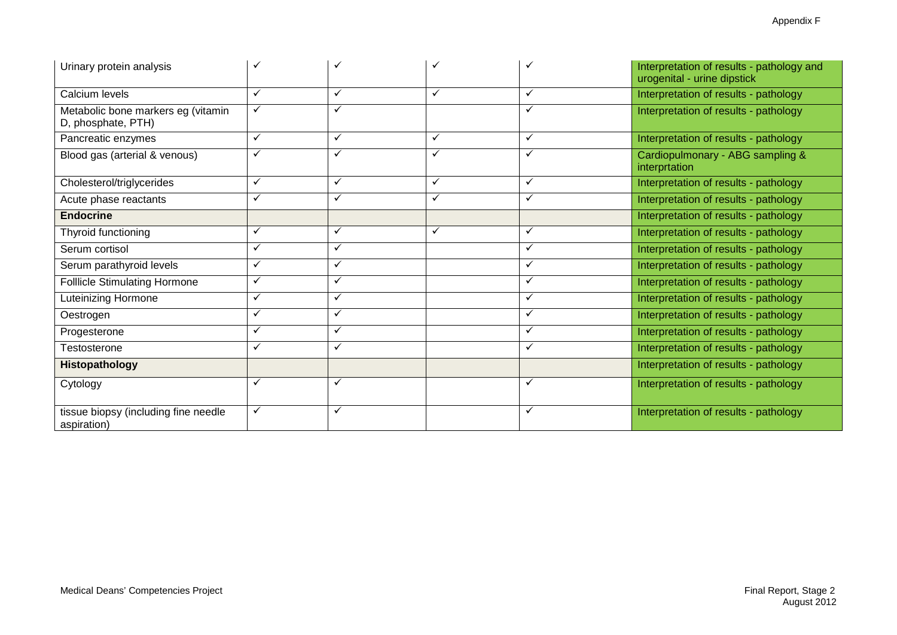| | | | | | |
|---|---|---|---|---|---|
| Urinary protein analysis | ✓ | ✓ | ✓ | ✓ | Interpretation of results - pathology and urogenital - urine dipstick |
| Calcium levels | ✓ | ✓ | ✓ | ✓ | Interpretation of results - pathology |
| Metabolic bone markers eg (vitamin D, phosphate, PTH) | ✓ | ✓ | | ✓ | Interpretation of results - pathology |
| Pancreatic enzymes | ✓ | ✓ | ✓ | ✓ | Interpretation of results - pathology |
| Blood gas (arterial & venous) | ✓ | ✓ | ✓ | ✓ | Cardiopulmonary - ABG sampling & interprtation |
| Cholesterol/triglycerides | ✓ | ✓ | ✓ | ✓ | Interpretation of results - pathology |
| Acute phase reactants | ✓ | ✓ | ✓ | ✓ | Interpretation of results - pathology |
| **Endocrine** | | | | | Interpretation of results - pathology |
| Thyroid functioning | ✓ | ✓ | ✓ | ✓ | Interpretation of results - pathology |
| Serum cortisol | ✓ | ✓ | | ✓ | Interpretation of results - pathology |
| Serum parathyroid levels | ✓ | ✓ | | ✓ | Interpretation of results - pathology |
| Folllicle Stimulating Hormone | ✓ | ✓ | | ✓ | Interpretation of results - pathology |
| Luteinizing Hormone | ✓ | ✓ | | ✓ | Interpretation of results - pathology |
| Oestrogen | ✓ | ✓ | | ✓ | Interpretation of results - pathology |
| Progesterone | ✓ | ✓ | | ✓ | Interpretation of results - pathology |
| Testosterone | ✓ | ✓ | | ✓ | Interpretation of results - pathology |
| **Histopathology** | | | | | Interpretation of results - pathology |
| Cytology | ✓ | ✓ | | ✓ | Interpretation of results - pathology |
| tissue biopsy (including fine needle aspiration) | ✓ | ✓ | | ✓ | Interpretation of results - pathology |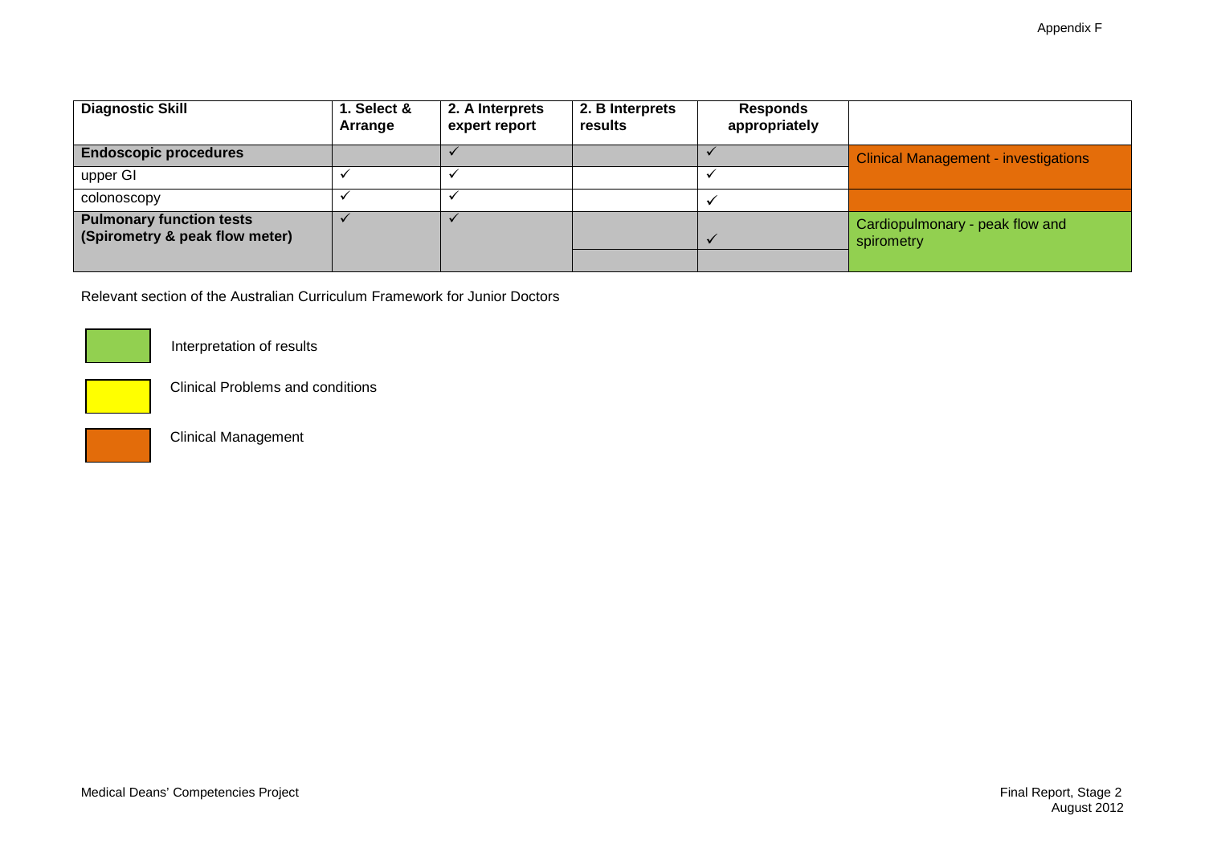| Diagnostic Skill | 1. Select & Arrange | 2. A Interprets expert report | 2. B Interprets results | Responds appropriately | |
|---|---|---|---|---|---|
| **Endoscopic procedures** | | ✓ | | ✓ | Clinical Management - investigations |
| upper GI | ✓ | ✓ | | ✓ | |
| colonoscopy | ✓ | ✓ | | ✓ | |
| **Pulmonary function tests (Spirometry & peak flow meter)** | ✓ | ✓ | | ✓ | Cardiopulmonary - peak flow and spirometry |

Relevant section of the Australian Curriculum Framework for Junior Doctors

- Green: Interpretation of results
- Yellow: Clinical Problems and conditions
- Orange: Clinical Management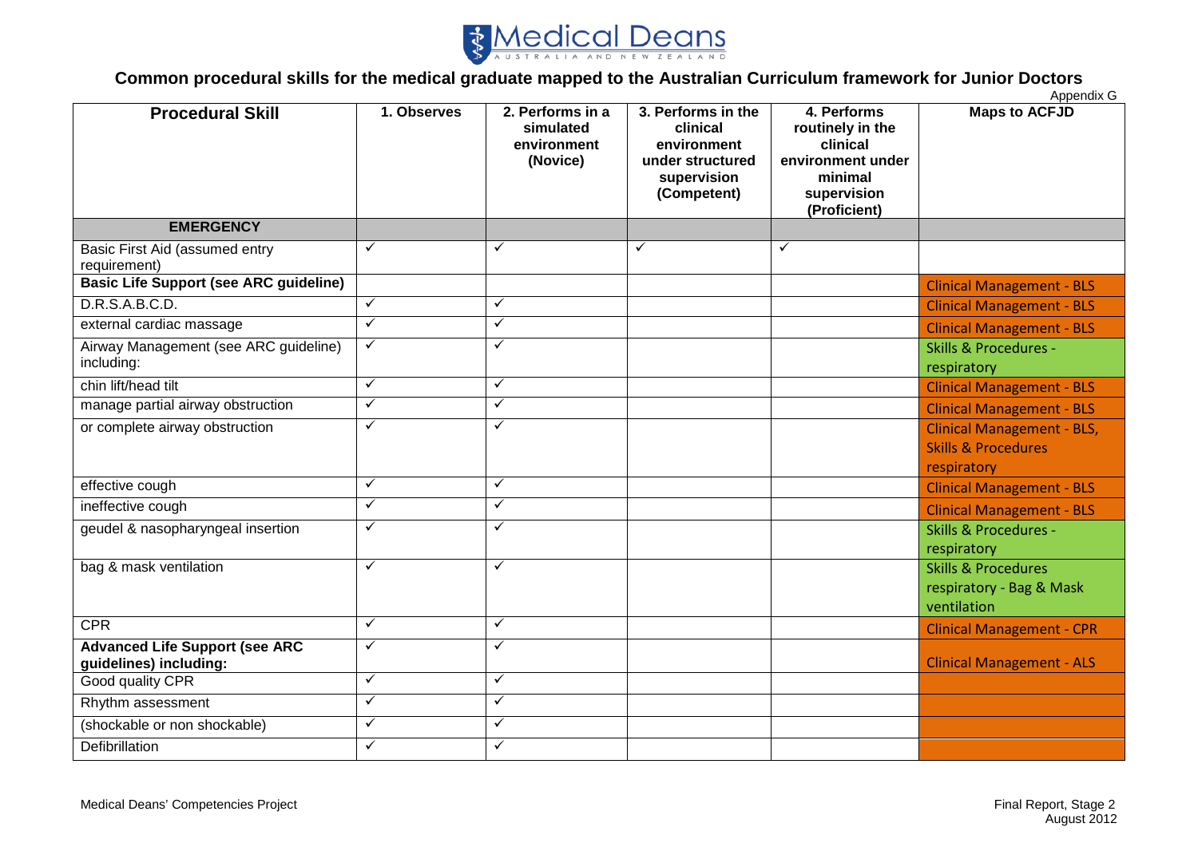Medical Deans AUSTRALIA AND NEW ZEALAND

## Common procedural skills for the medical graduate mapped to the Australian Curriculum framework for Junior Doctors

Appendix G

| Procedural Skill | 1. Observes | 2. Performs in a simulated environment (Novice) | 3. Performs in the clinical environment under structured supervision (Competent) | 4. Performs routinely in the clinical environment under minimal supervision (Proficient) | Maps to ACFJD |
|---|---|---|---|---|---|
| **EMERGENCY** | | | | | |
| Basic First Aid (assumed entry requirement) | ✓ | ✓ | ✓ | ✓ | |
| **Basic Life Support (see ARC guideline)** | | | | | Clinical Management - BLS |
| D.R.S.A.B.C.D. | ✓ | ✓ | | | Clinical Management - BLS |
| external cardiac massage | ✓ | ✓ | | | Clinical Management - BLS |
| Airway Management (see ARC guideline) including: | ✓ | ✓ | | | Skills & Procedures - respiratory |
| chin lift/head tilt | ✓ | ✓ | | | Clinical Management - BLS |
| manage partial airway obstruction | ✓ | ✓ | | | Clinical Management - BLS |
| or complete airway obstruction | ✓ | ✓ | | | Clinical Management - BLS, Skills & Procedures respiratory |
| effective cough | ✓ | ✓ | | | Clinical Management - BLS |
| ineffective cough | ✓ | ✓ | | | Clinical Management - BLS |
| geudel & nasopharyngeal insertion | ✓ | ✓ | | | Skills & Procedures - respiratory |
| bag & mask ventilation | ✓ | ✓ | | | Skills & Procedures respiratory - Bag & Mask ventilation |
| CPR | ✓ | ✓ | | | Clinical Management - CPR |
| **Advanced Life Support (see ARC guidelines) including:** | ✓ | ✓ | | | Clinical Management - ALS |
| Good quality CPR | ✓ | ✓ | | | |
| Rhythm assessment | ✓ | ✓ | | | |
| (shockable or non shockable) | ✓ | ✓ | | | |
| Defibrillation | ✓ | ✓ | | | |

Medical Deans' Competencies Project

Final Report, Stage 2
August 2012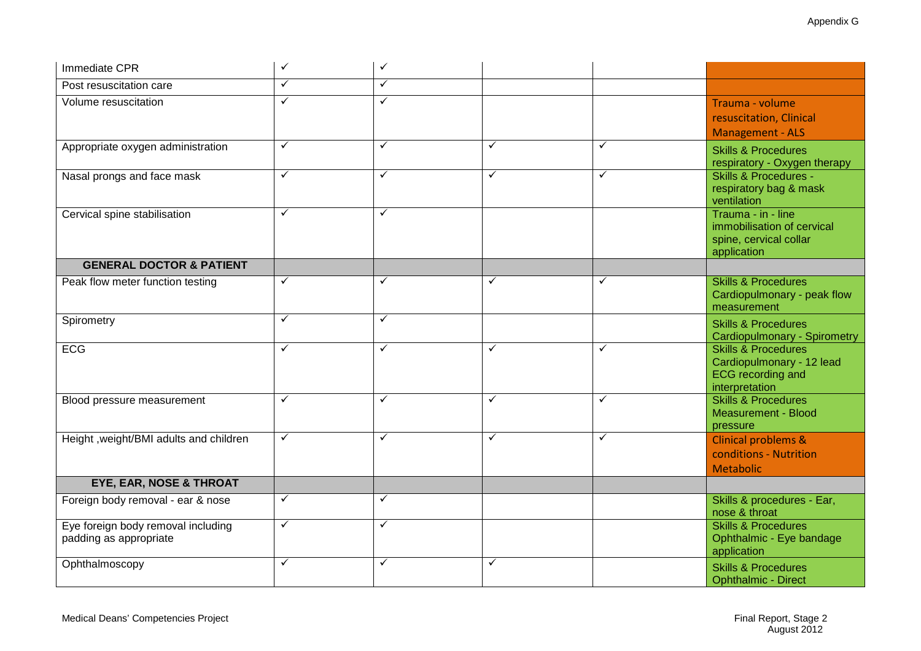| | | | | | |
|---|---|---|---|---|---|
| Immediate CPR | ✓ | ✓ | | | |
| Post resuscitation care | ✓ | ✓ | | | |
| Volume resuscitation | ✓ | ✓ | | | Trauma - volume resuscitation, Clinical Management - ALS |
| Appropriate oxygen administration | ✓ | ✓ | ✓ | ✓ | Skills & Procedures respiratory - Oxygen therapy |
| Nasal prongs and face mask | ✓ | ✓ | ✓ | ✓ | Skills & Procedures - respiratory bag & mask ventilation |
| Cervical spine stabilisation | ✓ | ✓ | | | Trauma - in - line immobilisation of cervical spine, cervical collar application |
| **GENERAL DOCTOR & PATIENT** | | | | | |
| Peak flow meter function testing | ✓ | ✓ | ✓ | ✓ | Skills & Procedures Cardiopulmonary - peak flow measurement |
| Spirometry | ✓ | ✓ | | | Skills & Procedures Cardiopulmonary - Spirometry |
| ECG | ✓ | ✓ | ✓ | ✓ | Skills & Procedures Cardiopulmonary - 12 lead ECG recording and interpretation |
| Blood pressure measurement | ✓ | ✓ | ✓ | ✓ | Skills & Procedures Measurement - Blood pressure |
| Height ,weight/BMI adults and children | ✓ | ✓ | ✓ | ✓ | Clinical problems & conditions - Nutrition Metabolic |
| **EYE, EAR, NOSE & THROAT** | | | | | |
| Foreign body removal - ear & nose | ✓ | ✓ | | | Skills & procedures - Ear, nose & throat |
| Eye foreign body removal including padding as appropriate | ✓ | ✓ | | | Skills & Procedures Ophthalmic - Eye bandage application |
| Ophthalmoscopy | ✓ | ✓ | ✓ | | Skills & Procedures Ophthalmic - Direct |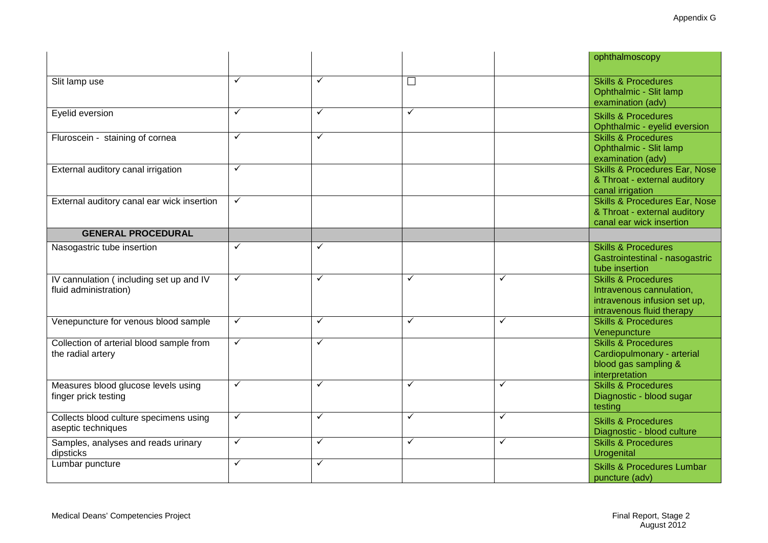| | | | | | |
|---|---|---|---|---|---|
| | | | | | ophthalmoscopy |
| Slit lamp use | ✓ | ✓ | ☐ | | Skills & Procedures Ophthalmic - Slit lamp examination (adv) |
| Eyelid eversion | ✓ | ✓ | ✓ | | Skills & Procedures Ophthalmic - eyelid eversion |
| Fluroscein - staining of cornea | ✓ | ✓ | | | Skills & Procedures Ophthalmic - Slit lamp examination (adv) |
| External auditory canal irrigation | ✓ | | | | Skills & Procedures Ear, Nose & Throat - external auditory canal irrigation |
| External auditory canal ear wick insertion | ✓ | | | | Skills & Procedures Ear, Nose & Throat - external auditory canal ear wick insertion |
| **GENERAL PROCEDURAL** | | | | | |
| Nasogastric tube insertion | ✓ | ✓ | | | Skills & Procedures Gastrointestinal - nasogastric tube insertion |
| IV cannulation ( including set up and IV fluid administration) | ✓ | ✓ | ✓ | ✓ | Skills & Procedures Intravenous cannulation, intravenous infusion set up, intravenous fluid therapy |
| Venepuncture for venous blood sample | ✓ | ✓ | ✓ | ✓ | Skills & Procedures Venepuncture |
| Collection of arterial blood sample from the radial artery | ✓ | ✓ | | | Skills & Procedures Cardiopulmonary - arterial blood gas sampling & interpretation |
| Measures blood glucose levels using finger prick testing | ✓ | ✓ | ✓ | ✓ | Skills & Procedures Diagnostic - blood sugar testing |
| Collects blood culture specimens using aseptic techniques | ✓ | ✓ | ✓ | ✓ | Skills & Procedures Diagnostic - blood culture |
| Samples, analyses and reads urinary dipsticks | ✓ | ✓ | ✓ | ✓ | Skills & Procedures Urogenital |
| Lumbar puncture | ✓ | ✓ | | | Skills & Procedures Lumbar puncture (adv) |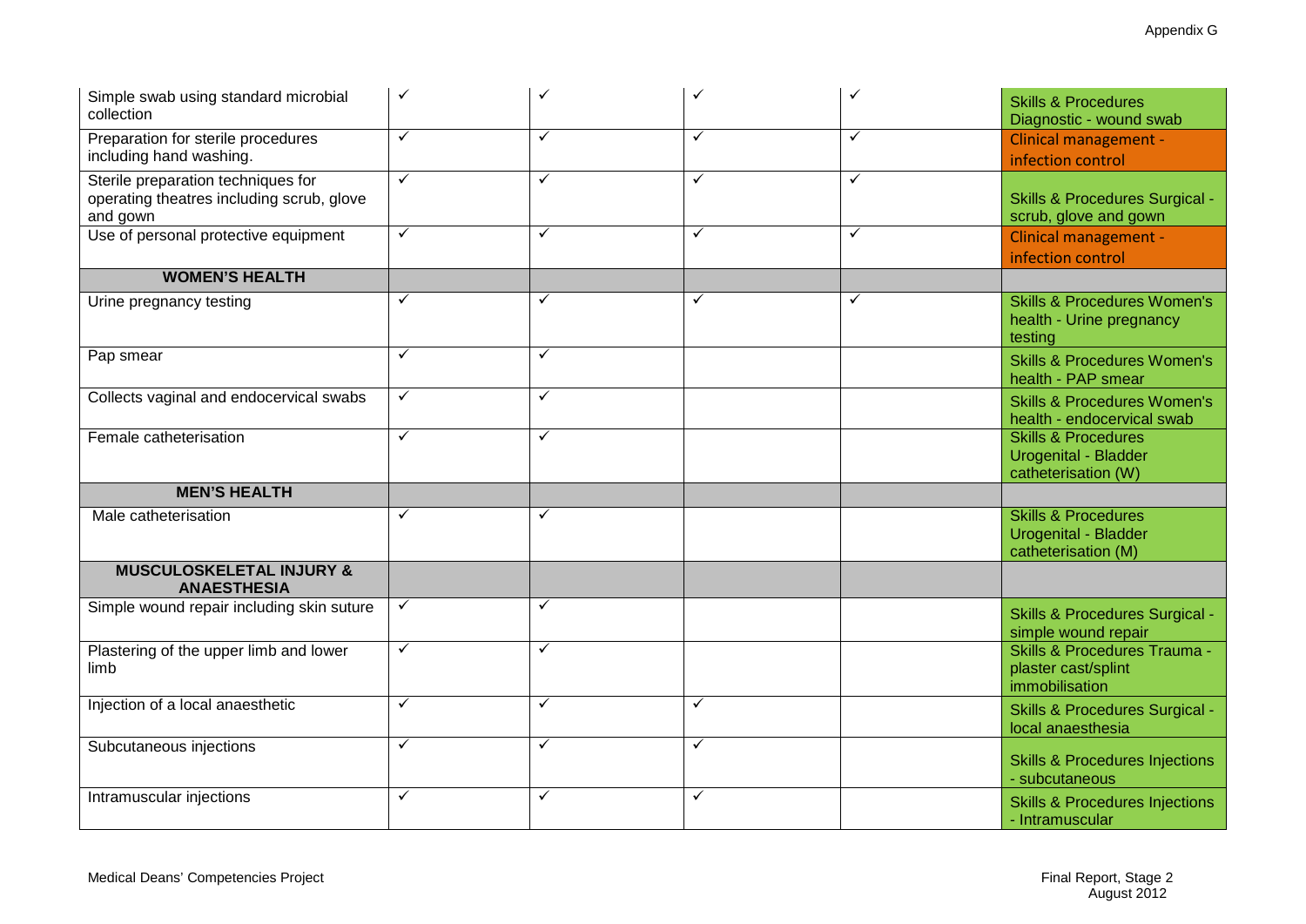| | | | | | |
|---|---|---|---|---|---|
| Simple swab using standard microbial collection | ✓ | ✓ | ✓ | ✓ | Skills & Procedures Diagnostic - wound swab |
| Preparation for sterile procedures including hand washing. | ✓ | ✓ | ✓ | ✓ | Clinical management - infection control |
| Sterile preparation techniques for operating theatres including scrub, glove and gown | ✓ | ✓ | ✓ | ✓ | Skills & Procedures Surgical - scrub, glove and gown |
| Use of personal protective equipment | ✓ | ✓ | ✓ | ✓ | Clinical management - infection control |
| **WOMEN'S HEALTH** | | | | | |
| Urine pregnancy testing | ✓ | ✓ | ✓ | ✓ | Skills & Procedures Women's health - Urine pregnancy testing |
| Pap smear | ✓ | ✓ | | | Skills & Procedures Women's health - PAP smear |
| Collects vaginal and endocervical swabs | ✓ | ✓ | | | Skills & Procedures Women's health - endocervical swab |
| Female catheterisation | ✓ | ✓ | | | Skills & Procedures Urogenital - Bladder catheterisation (W) |
| **MEN'S HEALTH** | | | | | |
| Male catheterisation | ✓ | ✓ | | | Skills & Procedures Urogenital - Bladder catheterisation (M) |
| **MUSCULOSKELETAL INJURY & ANAESTHESIA** | | | | | |
| Simple wound repair including skin suture | ✓ | ✓ | | | Skills & Procedures Surgical - simple wound repair |
| Plastering of the upper limb and lower limb | ✓ | ✓ | | | Skills & Procedures Trauma - plaster cast/splint immobilisation |
| Injection of a local anaesthetic | ✓ | ✓ | ✓ | | Skills & Procedures Surgical - local anaesthesia |
| Subcutaneous injections | ✓ | ✓ | ✓ | | Skills & Procedures Injections - subcutaneous |
| Intramuscular injections | ✓ | ✓ | ✓ | | Skills & Procedures Injections - Intramuscular |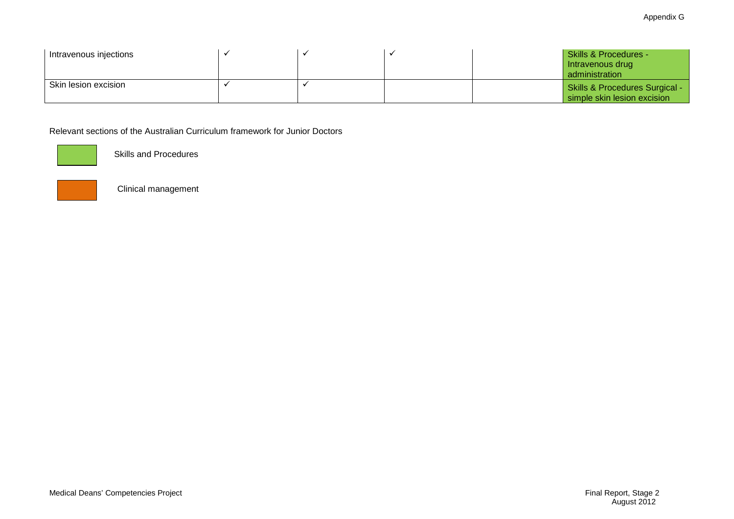| | | | | | |
|---|---|---|---|---|---|
| Intravenous injections | ✓ | ✓ | ✓ | | Skills & Procedures - Intravenous drug administration |
| Skin lesion excision | ✓ | ✓ | | | Skills & Procedures Surgical - simple skin lesion excision |

Relevant sections of the Australian Curriculum framework for Junior Doctors

Skills and Procedures

Clinical management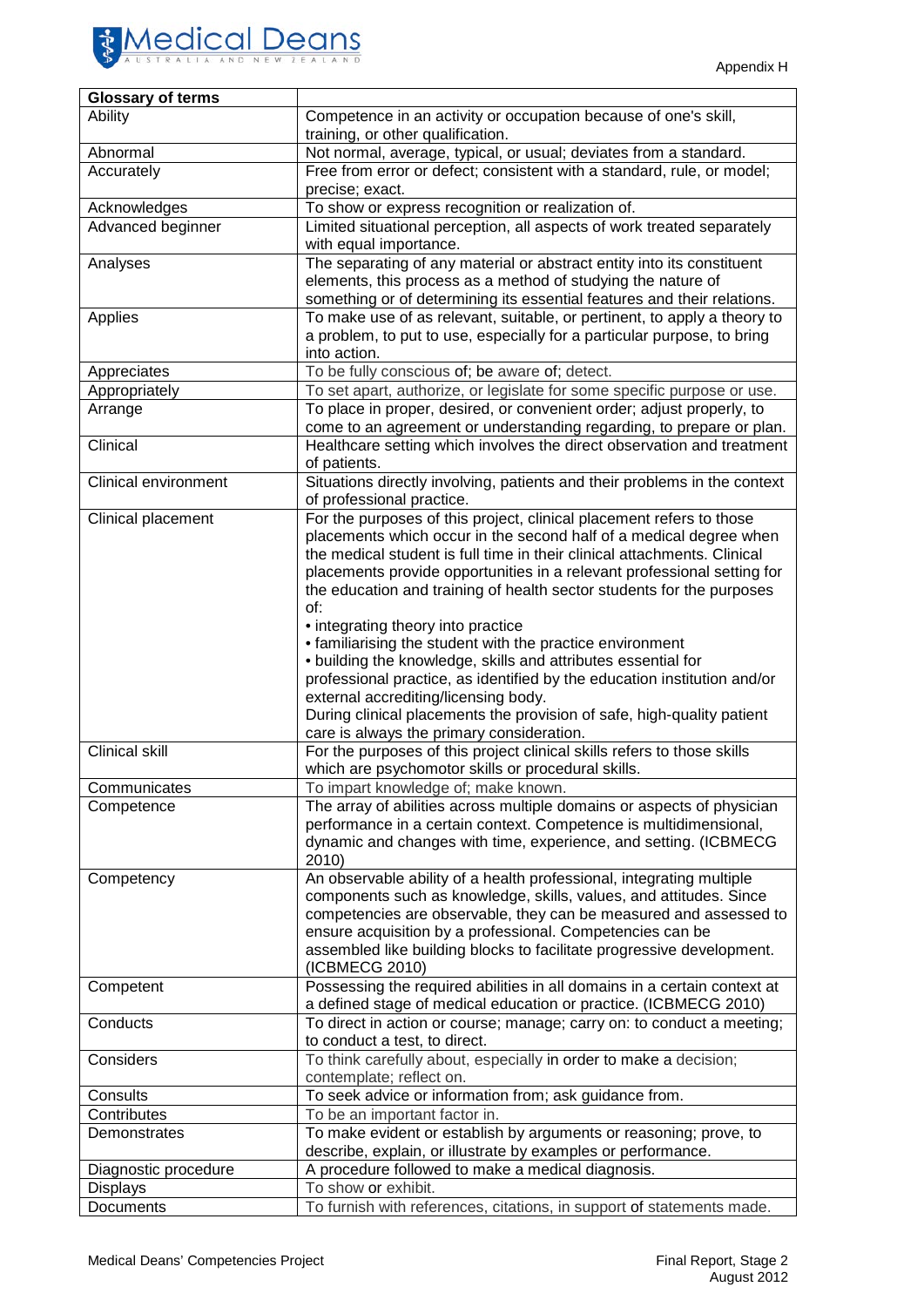Appendix H

| Glossary of terms | |
|---|---|
| Ability | Competence in an activity or occupation because of one's skill, training, or other qualification. |
| Abnormal | Not normal, average, typical, or usual; deviates from a standard. |
| Accurately | Free from error or defect; consistent with a standard, rule, or model; precise; exact. |
| Acknowledges | To show or express recognition or realization of. |
| Advanced beginner | Limited situational perception, all aspects of work treated separately with equal importance. |
| Analyses | The separating of any material or abstract entity into its constituent elements, this process as a method of studying the nature of something or of determining its essential features and their relations. |
| Applies | To make use of as relevant, suitable, or pertinent, to apply a theory to a problem, to put to use, especially for a particular purpose, to bring into action. |
| Appreciates | To be fully conscious of; be aware of; detect. |
| Appropriately | To set apart, authorize, or legislate for some specific purpose or use. |
| Arrange | To place in proper, desired, or convenient order; adjust properly, to come to an agreement or understanding regarding, to prepare or plan. |
| Clinical | Healthcare setting which involves the direct observation and treatment of patients. |
| Clinical environment | Situations directly involving, patients and their problems in the context of professional practice. |
| Clinical placement | For the purposes of this project, clinical placement refers to those placements which occur in the second half of a medical degree when the medical student is full time in their clinical attachments. Clinical placements provide opportunities in a relevant professional setting for the education and training of health sector students for the purposes of:<br>• integrating theory into practice<br>• familiarising the student with the practice environment<br>• building the knowledge, skills and attributes essential for professional practice, as identified by the education institution and/or external accrediting/licensing body.<br>During clinical placements the provision of safe, high-quality patient care is always the primary consideration. |
| Clinical skill | For the purposes of this project clinical skills refers to those skills which are psychomotor skills or procedural skills. |
| Communicates | To impart knowledge of; make known. |
| Competence | The array of abilities across multiple domains or aspects of physician performance in a certain context. Competence is multidimensional, dynamic and changes with time, experience, and setting. (ICBMECG 2010) |
| Competency | An observable ability of a health professional, integrating multiple components such as knowledge, skills, values, and attitudes. Since competencies are observable, they can be measured and assessed to ensure acquisition by a professional. Competencies can be assembled like building blocks to facilitate progressive development. (ICBMECG 2010) |
| Competent | Possessing the required abilities in all domains in a certain context at a defined stage of medical education or practice. (ICBMECG 2010) |
| Conducts | To direct in action or course; manage; carry on: to conduct a meeting; to conduct a test, to direct. |
| Considers | To think carefully about, especially in order to make a decision; contemplate; reflect on. |
| Consults | To seek advice or information from; ask guidance from. |
| Contributes | To be an important factor in. |
| Demonstrates | To make evident or establish by arguments or reasoning; prove, to describe, explain, or illustrate by examples or performance. |
| Diagnostic procedure | A procedure followed to make a medical diagnosis. |
| Displays | To show or exhibit. |
| Documents | To furnish with references, citations, in support of statements made. |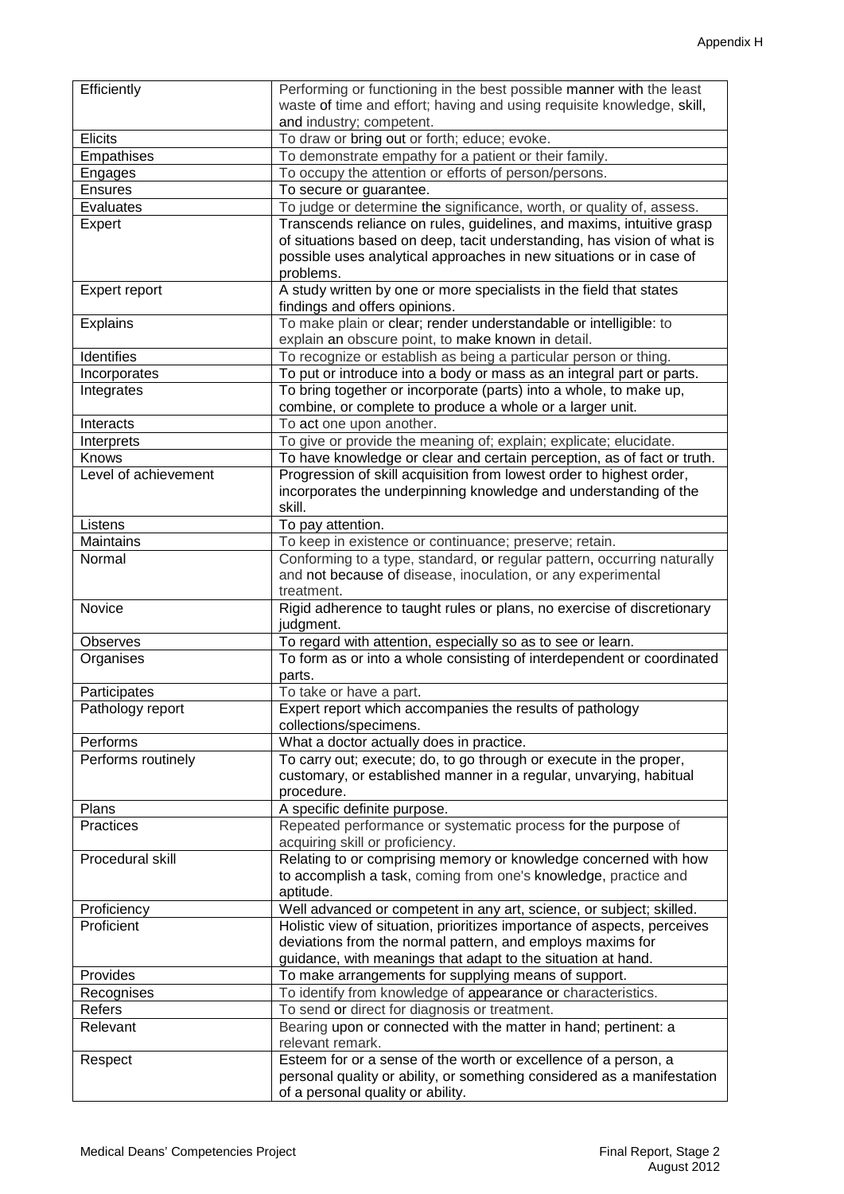| Efficiently | Performing or functioning in the best possible manner with the least waste of time and effort; having and using requisite knowledge, skill, and industry; competent. |
|---|---|
| Elicits | To draw or bring out or forth; educe; evoke. |
| Empathises | To demonstrate empathy for a patient or their family. |
| Engages | To occupy the attention or efforts of person/persons. |
| Ensures | To secure or guarantee. |
| Evaluates | To judge or determine the significance, worth, or quality of, assess. |
| Expert | Transcends reliance on rules, guidelines, and maxims, intuitive grasp of situations based on deep, tacit understanding, has vision of what is possible uses analytical approaches in new situations or in case of problems. |
| Expert report | A study written by one or more specialists in the field that states findings and offers opinions. |
| Explains | To make plain or clear; render understandable or intelligible: to explain an obscure point, to make known in detail. |
| Identifies | To recognize or establish as being a particular person or thing. |
| Incorporates | To put or introduce into a body or mass as an integral part or parts. |
| Integrates | To bring together or incorporate (parts) into a whole, to make up, combine, or complete to produce a whole or a larger unit. |
| Interacts | To act one upon another. |
| Interprets | To give or provide the meaning of; explain; explicate; elucidate. |
| Knows | To have knowledge or clear and certain perception, as of fact or truth. |
| Level of achievement | Progression of skill acquisition from lowest order to highest order, incorporates the underpinning knowledge and understanding of the skill. |
| Listens | To pay attention. |
| Maintains | To keep in existence or continuance; preserve; retain. |
| Normal | Conforming to a type, standard, or regular pattern, occurring naturally and not because of disease, inoculation, or any experimental treatment. |
| Novice | Rigid adherence to taught rules or plans, no exercise of discretionary judgment. |
| Observes | To regard with attention, especially so as to see or learn. |
| Organises | To form as or into a whole consisting of interdependent or coordinated parts. |
| Participates | To take or have a part. |
| Pathology report | Expert report which accompanies the results of pathology collections/specimens. |
| Performs | What a doctor actually does in practice. |
| Performs routinely | To carry out; execute; do, to go through or execute in the proper, customary, or established manner in a regular, unvarying, habitual procedure. |
| Plans | A specific definite purpose. |
| Practices | Repeated performance or systematic process for the purpose of acquiring skill or proficiency. |
| Procedural skill | Relating to or comprising memory or knowledge concerned with how to accomplish a task, coming from one's knowledge, practice and aptitude. |
| Proficiency | Well advanced or competent in any art, science, or subject; skilled. |
| Proficient | Holistic view of situation, prioritizes importance of aspects, perceives deviations from the normal pattern, and employs maxims for guidance, with meanings that adapt to the situation at hand. |
| Provides | To make arrangements for supplying means of support. |
| Recognises | To identify from knowledge of appearance or characteristics. |
| Refers | To send or direct for diagnosis or treatment. |
| Relevant | Bearing upon or connected with the matter in hand; pertinent: a relevant remark. |
| Respect | Esteem for or a sense of the worth or excellence of a person, a personal quality or ability, or something considered as a manifestation of a personal quality or ability. |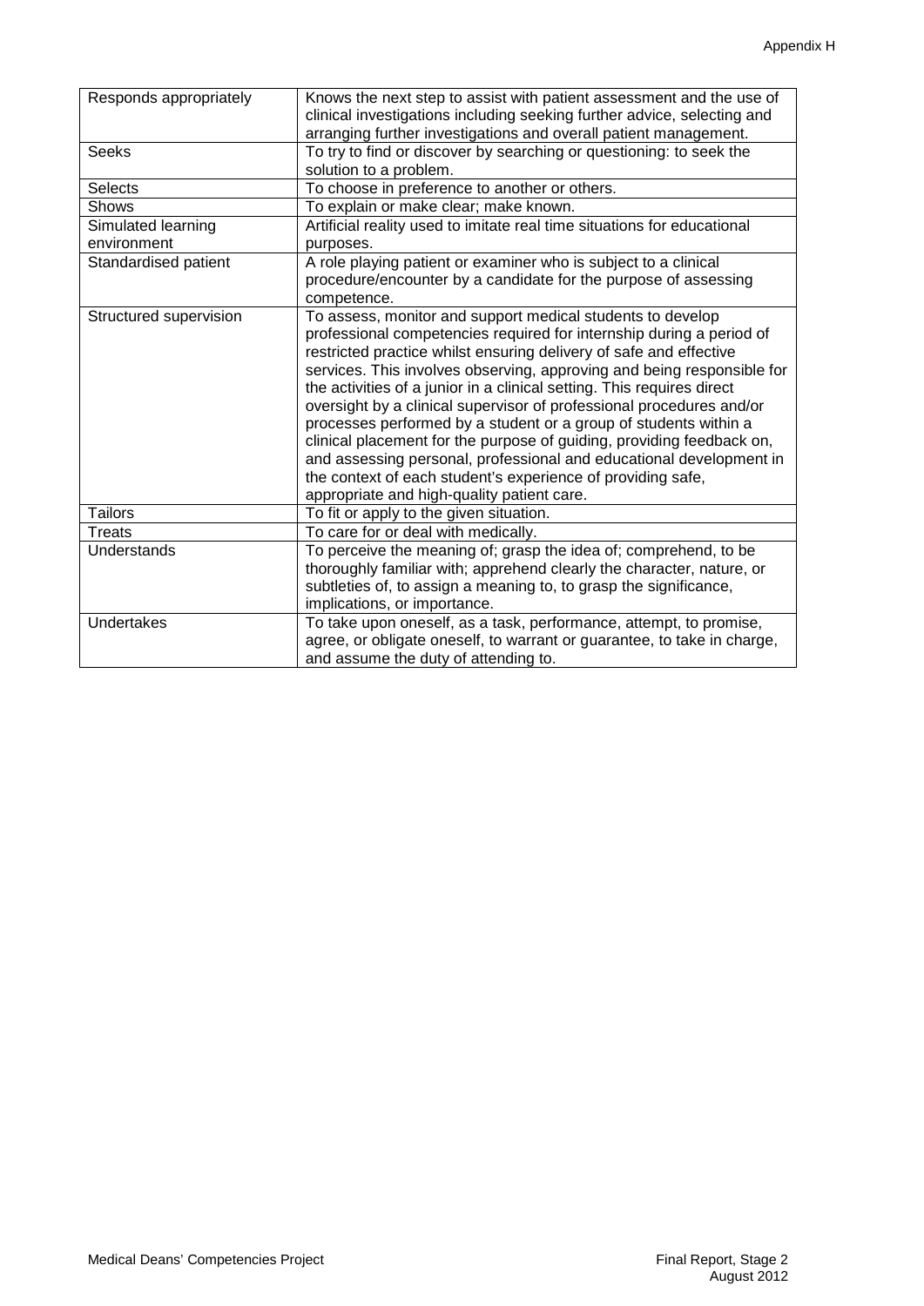| Responds appropriately | Knows the next step to assist with patient assessment and the use of clinical investigations including seeking further advice, selecting and arranging further investigations and overall patient management. |
|---|---|
| Seeks | To try to find or discover by searching or questioning: to seek the solution to a problem. |
| Selects | To choose in preference to another or others. |
| Shows | To explain or make clear; make known. |
| Simulated learning environment | Artificial reality used to imitate real time situations for educational purposes. |
| Standardised patient | A role playing patient or examiner who is subject to a clinical procedure/encounter by a candidate for the purpose of assessing competence. |
| Structured supervision | To assess, monitor and support medical students to develop professional competencies required for internship during a period of restricted practice whilst ensuring delivery of safe and effective services. This involves observing, approving and being responsible for the activities of a junior in a clinical setting. This requires direct oversight by a clinical supervisor of professional procedures and/or processes performed by a student or a group of students within a clinical placement for the purpose of guiding, providing feedback on, and assessing personal, professional and educational development in the context of each student's experience of providing safe, appropriate and high-quality patient care. |
| Tailors | To fit or apply to the given situation. |
| Treats | To care for or deal with medically. |
| Understands | To perceive the meaning of; grasp the idea of; comprehend, to be thoroughly familiar with; apprehend clearly the character, nature, or subtleties of, to assign a meaning to, to grasp the significance, implications, or importance. |
| Undertakes | To take upon oneself, as a task, performance, attempt, to promise, agree, or obligate oneself, to warrant or guarantee, to take in charge, and assume the duty of attending to. |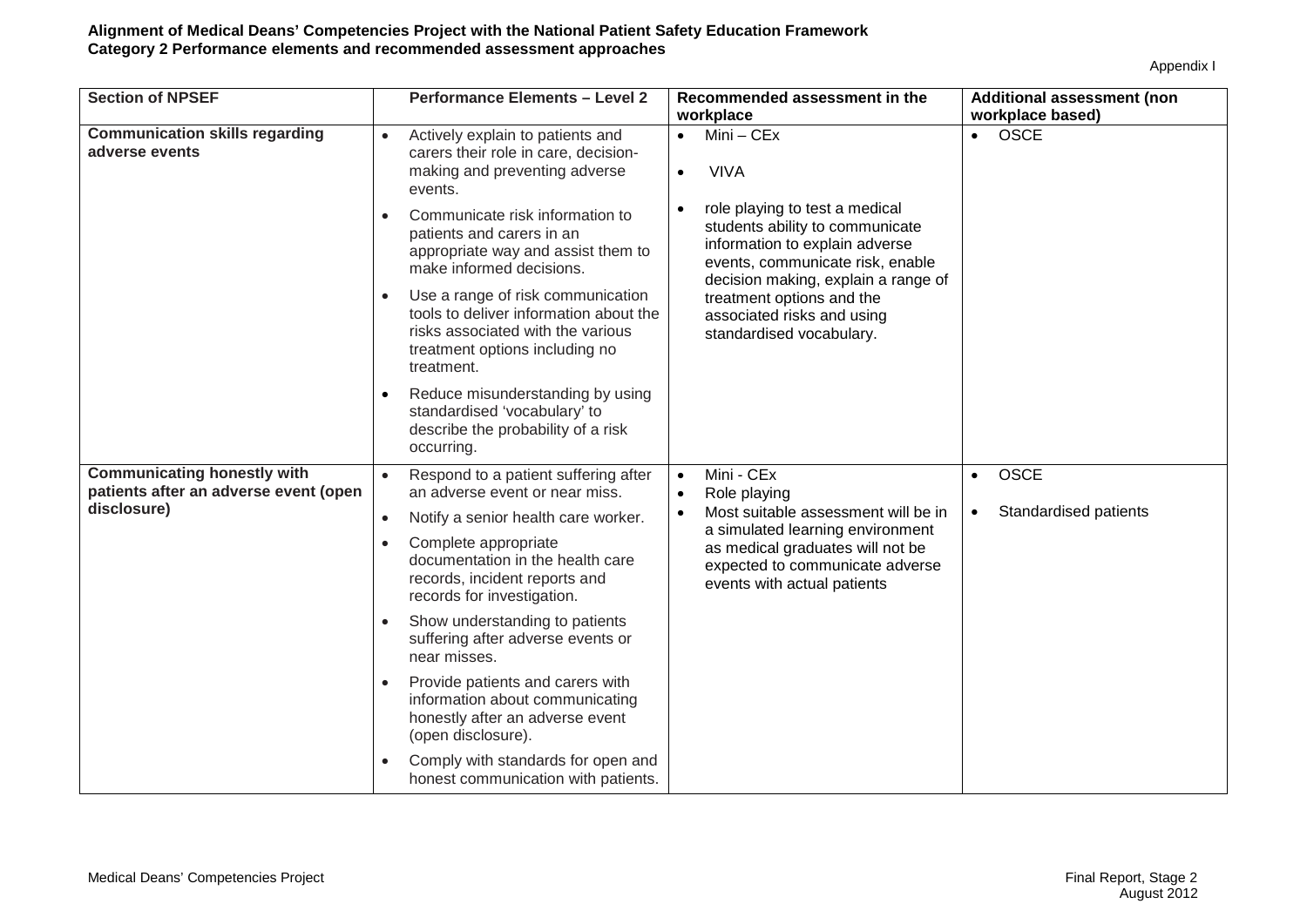**Alignment of Medical Deans' Competencies Project with the National Patient Safety Education Framework**
**Category 2 Performance elements and recommended assessment approaches**

Appendix I

| Section of NPSEF | Performance Elements – Level 2 | Recommended assessment in the workplace | Additional assessment (non workplace based) |
|---|---|---|---|
| **Communication skills regarding adverse events** | • Actively explain to patients and carers their role in care, decision-making and preventing adverse events.<br>• Communicate risk information to patients and carers in an appropriate way and assist them to make informed decisions.<br>• Use a range of risk communication tools to deliver information about the risks associated with the various treatment options including no treatment.<br>• Reduce misunderstanding by using standardised 'vocabulary' to describe the probability of a risk occurring. | • Mini – CEx<br>• VIVA<br>• role playing to test a medical students ability to communicate information to explain adverse events, communicate risk, enable decision making, explain a range of treatment options and the associated risks and using standardised vocabulary. | • OSCE |
| **Communicating honestly with patients after an adverse event (open disclosure)** | • Respond to a patient suffering after an adverse event or near miss.<br>• Notify a senior health care worker.<br>• Complete appropriate documentation in the health care records, incident reports and records for investigation.<br>• Show understanding to patients suffering after adverse events or near misses.<br>• Provide patients and carers with information about communicating honestly after an adverse event (open disclosure).<br>• Comply with standards for open and honest communication with patients. | • Mini - CEx<br>• Role playing<br>• Most suitable assessment will be in a simulated learning environment as medical graduates will not be expected to communicate adverse events with actual patients | • OSCE<br>• Standardised patients |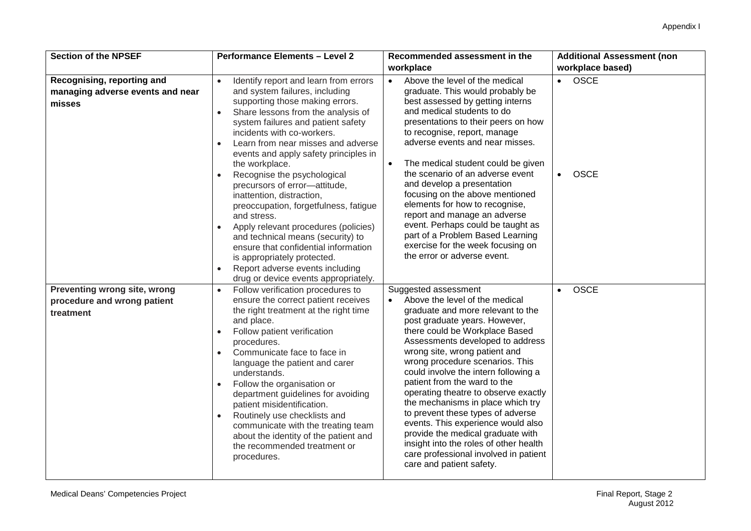| Section of the NPSEF | Performance Elements – Level 2 | Recommended assessment in the workplace | Additional Assessment (non workplace based) |
|---|---|---|---|
| **Recognising, reporting and managing adverse events and near misses** | • Identify report and learn from errors and system failures, including supporting those making errors.<br>• Share lessons from the analysis of system failures and patient safety incidents with co-workers.<br>• Learn from near misses and adverse events and apply safety principles in the workplace.<br>• Recognise the psychological precursors of error—attitude, inattention, distraction, preoccupation, forgetfulness, fatigue and stress.<br>• Apply relevant procedures (policies) and technical means (security) to ensure that confidential information is appropriately protected.<br>• Report adverse events including drug or device events appropriately. | • Above the level of the medical graduate. This would probably be best assessed by getting interns and medical students to do presentations to their peers on how to recognise, report, manage adverse events and near misses.<br>• The medical student could be given the scenario of an adverse event and develop a presentation focusing on the above mentioned elements for how to recognise, report and manage an adverse event. Perhaps could be taught as part of a Problem Based Learning exercise for the week focusing on the error or adverse event. | • OSCE<br>• OSCE |
| **Preventing wrong site, wrong procedure and wrong patient treatment** | • Follow verification procedures to ensure the correct patient receives the right treatment at the right time and place.<br>• Follow patient verification procedures.<br>• Communicate face to face in language the patient and carer understands.<br>• Follow the organisation or department guidelines for avoiding patient misidentification.<br>• Routinely use checklists and communicate with the treating team about the identity of the patient and the recommended treatment or procedures. | Suggested assessment<br>• Above the level of the medical graduate and more relevant to the post graduate years. However, there could be Workplace Based Assessments developed to address wrong site, wrong patient and wrong procedure scenarios. This could involve the intern following a patient from the ward to the operating theatre to observe exactly the mechanisms in place which try to prevent these types of adverse events. This experience would also provide the medical graduate with insight into the roles of other health care professional involved in patient care and patient safety. | • OSCE |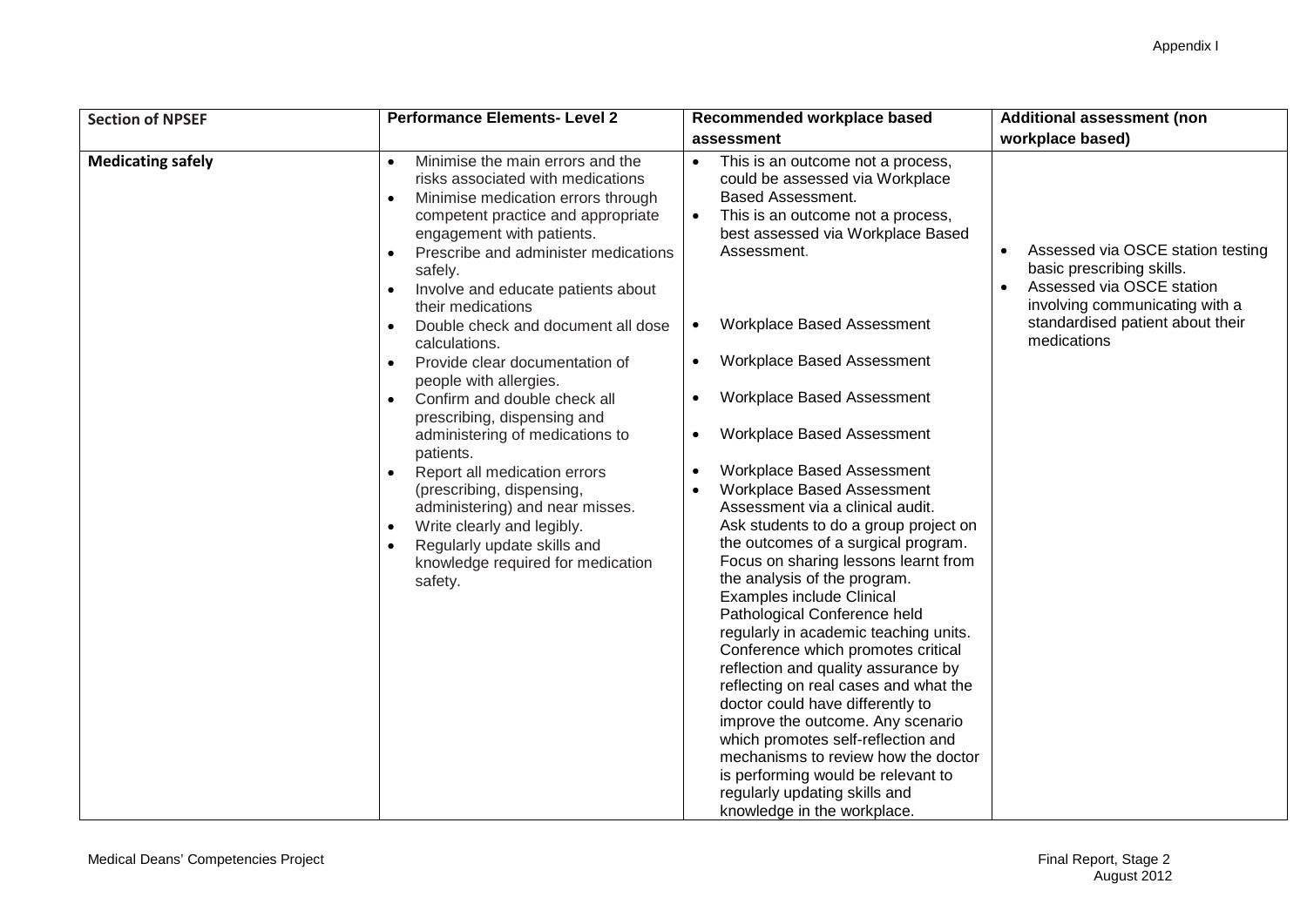| Section of NPSEF | Performance Elements- Level 2 | Recommended workplace based assessment | Additional assessment (non workplace based) |
|---|---|---|---|
| **Medicating safely** | • Minimise the main errors and the risks associated with medications<br>• Minimise medication errors through competent practice and appropriate engagement with patients.<br>• Prescribe and administer medications safely.<br>• Involve and educate patients about their medications<br>• Double check and document all dose calculations.<br>• Provide clear documentation of people with allergies.<br>• Confirm and double check all prescribing, dispensing and administering of medications to patients.<br>• Report all medication errors (prescribing, dispensing, administering) and near misses.<br>• Write clearly and legibly.<br>• Regularly update skills and knowledge required for medication safety. | • This is an outcome not a process, could be assessed via Workplace Based Assessment.<br>• This is an outcome not a process, best assessed via Workplace Based Assessment.<br>• Workplace Based Assessment<br>• Workplace Based Assessment<br>• Workplace Based Assessment<br>• Workplace Based Assessment<br>• Workplace Based Assessment<br>• Workplace Based Assessment Assessment via a clinical audit. Ask students to do a group project on the outcomes of a surgical program. Focus on sharing lessons learnt from the analysis of the program. Examples include Clinical Pathological Conference held regularly in academic teaching units. Conference which promotes critical reflection and quality assurance by reflecting on real cases and what the doctor could have differently to improve the outcome. Any scenario which promotes self-reflection and mechanisms to review how the doctor is performing would be relevant to regularly updating skills and knowledge in the workplace. | • Assessed via OSCE station testing basic prescribing skills.<br>• Assessed via OSCE station involving communicating with a standardised patient about their medications |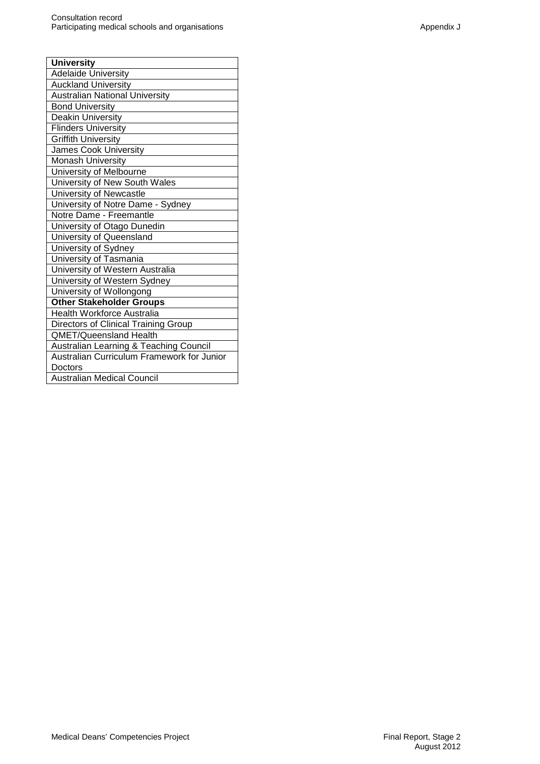| University |
| --- |
| Adelaide University |
| Auckland University |
| Australian National University |
| Bond University |
| Deakin University |
| Flinders University |
| Griffith University |
| James Cook University |
| Monash University |
| University of Melbourne |
| University of New South Wales |
| University of Newcastle |
| University of Notre Dame - Sydney |
| Notre Dame - Freemantle |
| University of Otago Dunedin |
| University of Queensland |
| University of Sydney |
| University of Tasmania |
| University of Western Australia |
| University of Western Sydney |
| University of Wollongong |
| **Other Stakeholder Groups** |
| Health Workforce Australia |
| Directors of Clinical Training Group |
| QMET/Queensland Health |
| Australian Learning & Teaching Council |
| Australian Curriculum Framework for Junior Doctors |
| Australian Medical Council |